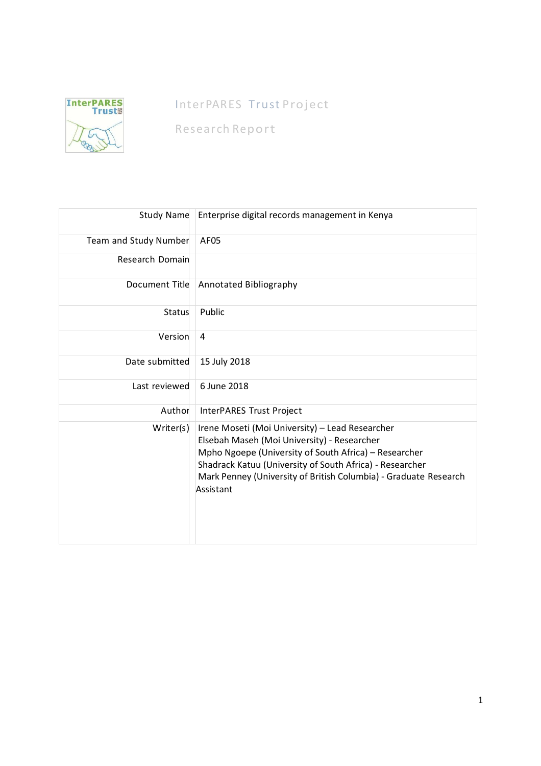# InterPARES Trust Project

## Research Report

| | |
|---|---|
| Study Name | Enterprise digital records management in Kenya |
| Team and Study Number | AF05 |
| Research Domain | |
| Document Title | Annotated Bibliography |
| Status | Public |
| Version | 4 |
| Date submitted | 15 July 2018 |
| Last reviewed | 6 June 2018 |
| Author | InterPARES Trust Project |
| Writer(s) | Irene Moseti (Moi University) – Lead Researcher<br>Elsebah Maseh (Moi University) - Researcher<br>Mpho Ngoepe (University of South Africa) – Researcher<br>Shadrack Katuu (University of South Africa) - Researcher<br>Mark Penney (University of British Columbia) - Graduate Research Assistant |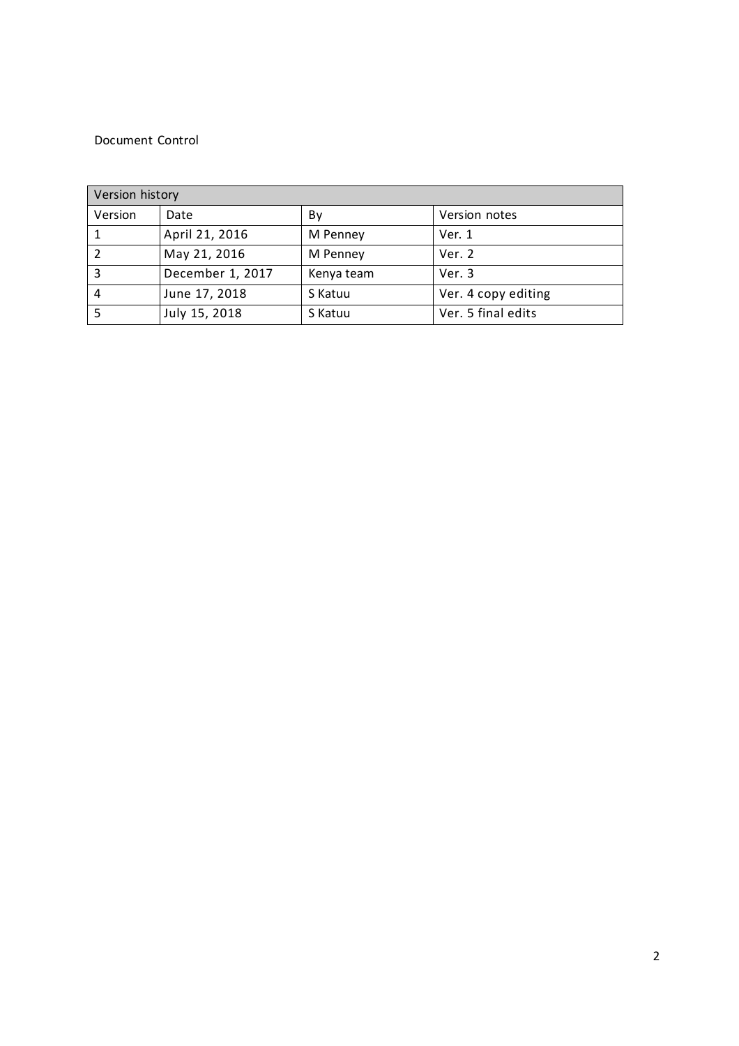Document Control

| Version history | | | |
|---|---|---|---|
| Version | Date | By | Version notes |
| 1 | April 21, 2016 | M Penney | Ver. 1 |
| 2 | May 21, 2016 | M Penney | Ver. 2 |
| 3 | December 1, 2017 | Kenya team | Ver. 3 |
| 4 | June 17, 2018 | S Katuu | Ver. 4 copy editing |
| 5 | July 15, 2018 | S Katuu | Ver. 5 final edits |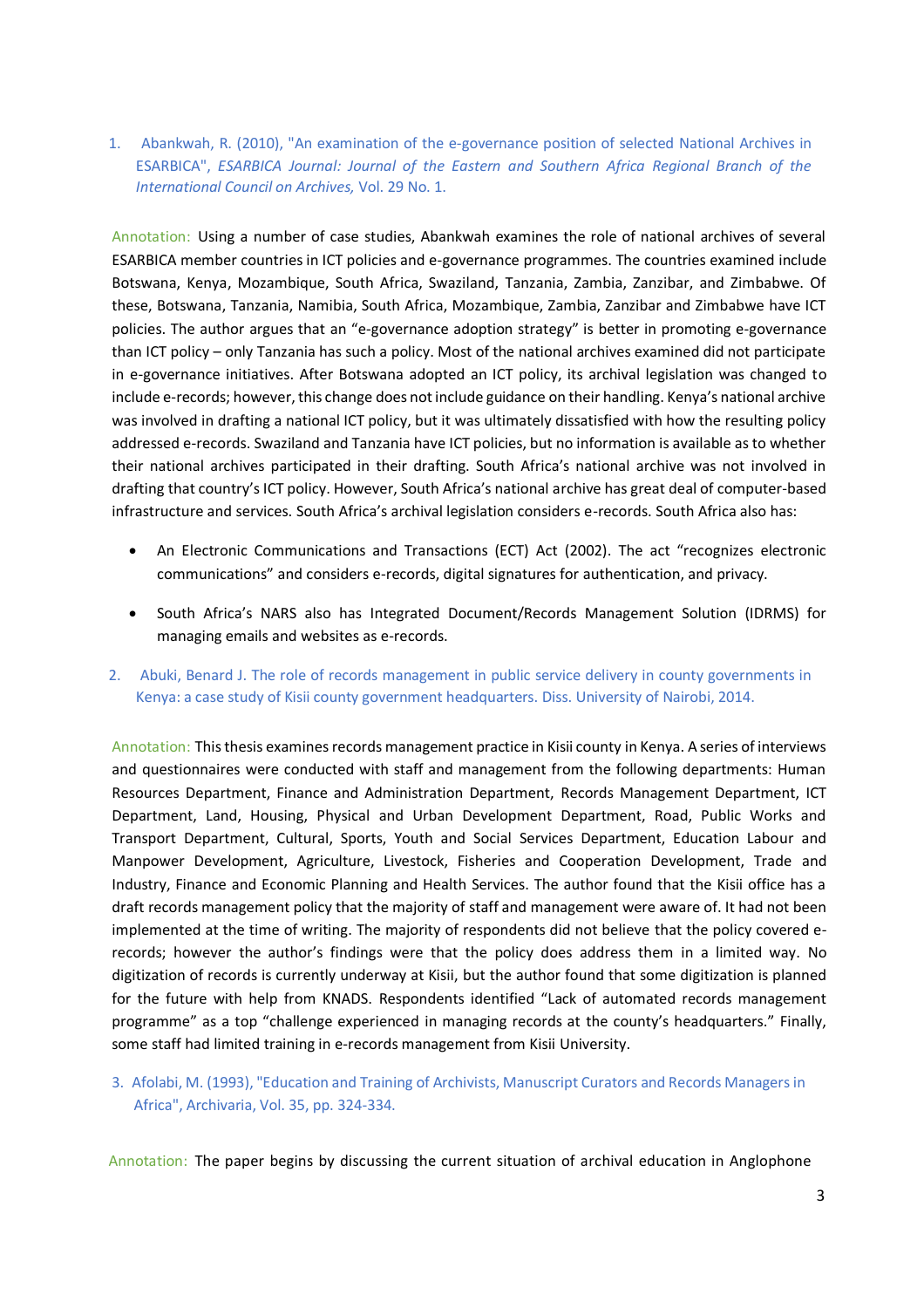1. Abankwah, R. (2010), "An examination of the e-governance position of selected National Archives in ESARBICA", *ESARBICA Journal: Journal of the Eastern and Southern Africa Regional Branch of the International Council on Archives,* Vol. 29 No. 1.

Annotation: Using a number of case studies, Abankwah examines the role of national archives of several ESARBICA member countries in ICT policies and e-governance programmes. The countries examined include Botswana, Kenya, Mozambique, South Africa, Swaziland, Tanzania, Zambia, Zanzibar, and Zimbabwe. Of these, Botswana, Tanzania, Namibia, South Africa, Mozambique, Zambia, Zanzibar and Zimbabwe have ICT policies. The author argues that an "e-governance adoption strategy" is better in promoting e-governance than ICT policy – only Tanzania has such a policy. Most of the national archives examined did not participate in e-governance initiatives. After Botswana adopted an ICT policy, its archival legislation was changed to include e-records; however, this change does not include guidance on their handling. Kenya's national archive was involved in drafting a national ICT policy, but it was ultimately dissatisfied with how the resulting policy addressed e-records. Swaziland and Tanzania have ICT policies, but no information is available as to whether their national archives participated in their drafting. South Africa's national archive was not involved in drafting that country's ICT policy. However, South Africa's national archive has great deal of computer-based infrastructure and services. South Africa's archival legislation considers e-records. South Africa also has:

- An Electronic Communications and Transactions (ECT) Act (2002). The act "recognizes electronic communications" and considers e-records, digital signatures for authentication, and privacy.
- South Africa's NARS also has Integrated Document/Records Management Solution (IDRMS) for managing emails and websites as e-records.

2. Abuki, Benard J. The role of records management in public service delivery in county governments in Kenya: a case study of Kisii county government headquarters. Diss. University of Nairobi, 2014.

Annotation: This thesis examines records management practice in Kisii county in Kenya. A series of interviews and questionnaires were conducted with staff and management from the following departments: Human Resources Department, Finance and Administration Department, Records Management Department, ICT Department, Land, Housing, Physical and Urban Development Department, Road, Public Works and Transport Department, Cultural, Sports, Youth and Social Services Department, Education Labour and Manpower Development, Agriculture, Livestock, Fisheries and Cooperation Development, Trade and Industry, Finance and Economic Planning and Health Services. The author found that the Kisii office has a draft records management policy that the majority of staff and management were aware of. It had not been implemented at the time of writing. The majority of respondents did not believe that the policy covered e-records; however the author's findings were that the policy does address them in a limited way. No digitization of records is currently underway at Kisii, but the author found that some digitization is planned for the future with help from KNADS. Respondents identified "Lack of automated records management programme" as a top "challenge experienced in managing records at the county's headquarters." Finally, some staff had limited training in e-records management from Kisii University.

3. Afolabi, M. (1993), "Education and Training of Archivists, Manuscript Curators and Records Managers in Africa", Archivaria, Vol. 35, pp. 324-334.

Annotation: The paper begins by discussing the current situation of archival education in Anglophone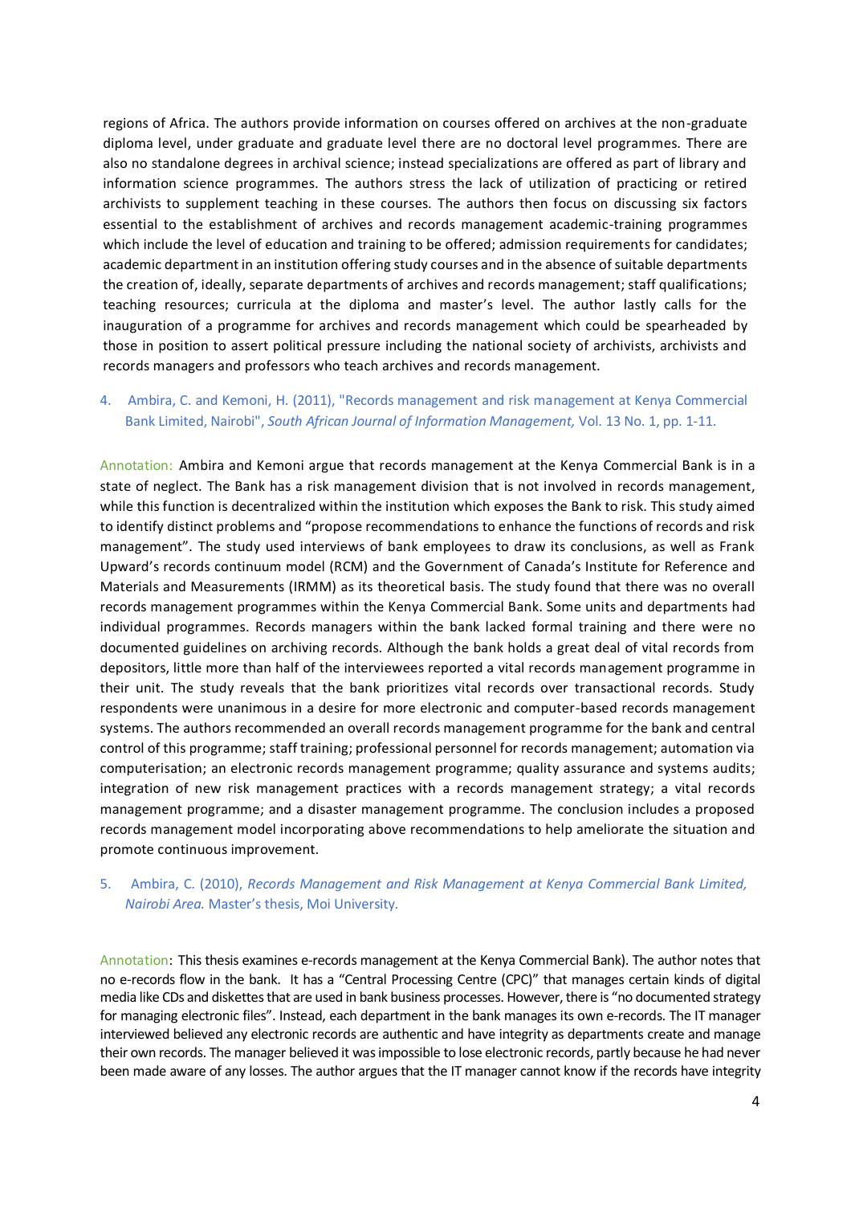regions of Africa. The authors provide information on courses offered on archives at the non-graduate diploma level, under graduate and graduate level there are no doctoral level programmes. There are also no standalone degrees in archival science; instead specializations are offered as part of library and information science programmes. The authors stress the lack of utilization of practicing or retired archivists to supplement teaching in these courses. The authors then focus on discussing six factors essential to the establishment of archives and records management academic-training programmes which include the level of education and training to be offered; admission requirements for candidates; academic department in an institution offering study courses and in the absence of suitable departments the creation of, ideally, separate departments of archives and records management; staff qualifications; teaching resources; curricula at the diploma and master's level. The author lastly calls for the inauguration of a programme for archives and records management which could be spearheaded by those in position to assert political pressure including the national society of archivists, archivists and records managers and professors who teach archives and records management.

4. Ambira, C. and Kemoni, H. (2011), "Records management and risk management at Kenya Commercial Bank Limited, Nairobi", *South African Journal of Information Management,* Vol. 13 No. 1, pp. 1-11.

Annotation: Ambira and Kemoni argue that records management at the Kenya Commercial Bank is in a state of neglect. The Bank has a risk management division that is not involved in records management, while this function is decentralized within the institution which exposes the Bank to risk. This study aimed to identify distinct problems and "propose recommendations to enhance the functions of records and risk management". The study used interviews of bank employees to draw its conclusions, as well as Frank Upward's records continuum model (RCM) and the Government of Canada's Institute for Reference and Materials and Measurements (IRMM) as its theoretical basis. The study found that there was no overall records management programmes within the Kenya Commercial Bank. Some units and departments had individual programmes. Records managers within the bank lacked formal training and there were no documented guidelines on archiving records. Although the bank holds a great deal of vital records from depositors, little more than half of the interviewees reported a vital records management programme in their unit. The study reveals that the bank prioritizes vital records over transactional records. Study respondents were unanimous in a desire for more electronic and computer-based records management systems. The authors recommended an overall records management programme for the bank and central control of this programme; staff training; professional personnel for records management; automation via computerisation; an electronic records management programme; quality assurance and systems audits; integration of new risk management practices with a records management strategy; a vital records management programme; and a disaster management programme. The conclusion includes a proposed records management model incorporating above recommendations to help ameliorate the situation and promote continuous improvement.

5. Ambira, C. (2010), *Records Management and Risk Management at Kenya Commercial Bank Limited, Nairobi Area.* Master's thesis, Moi University.

Annotation: This thesis examines e-records management at the Kenya Commercial Bank). The author notes that no e-records flow in the bank. It has a "Central Processing Centre (CPC)" that manages certain kinds of digital media like CDs and diskettes that are used in bank business processes. However, there is "no documented strategy for managing electronic files". Instead, each department in the bank manages its own e-records. The IT manager interviewed believed any electronic records are authentic and have integrity as departments create and manage their own records. The manager believed it was impossible to lose electronic records, partly because he had never been made aware of any losses. The author argues that the IT manager cannot know if the records have integrity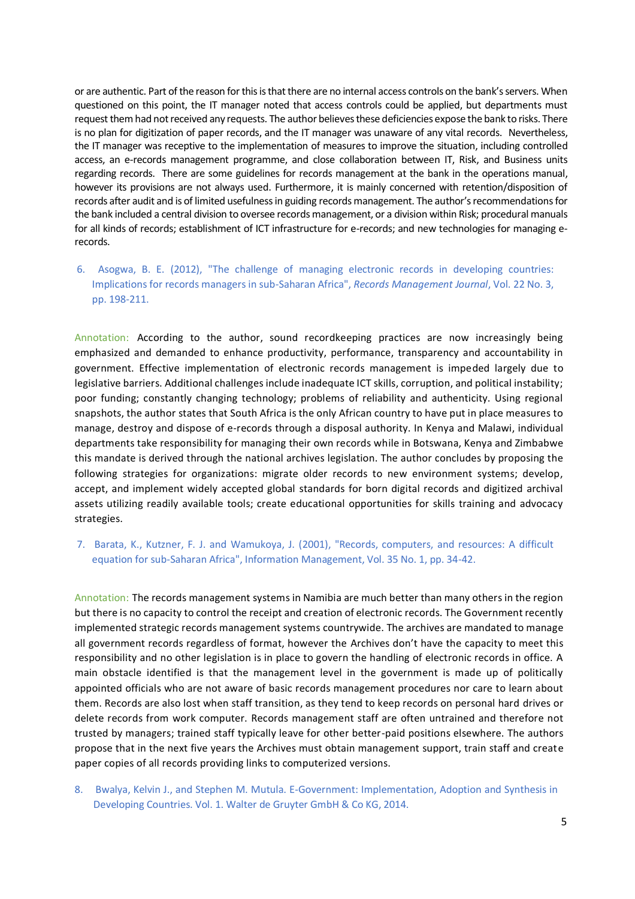or are authentic. Part of the reason for this is that there are no internal access controls on the bank's servers. When questioned on this point, the IT manager noted that access controls could be applied, but departments must request them had not received any requests. The author believes these deficiencies expose the bank to risks. There is no plan for digitization of paper records, and the IT manager was unaware of any vital records. Nevertheless, the IT manager was receptive to the implementation of measures to improve the situation, including controlled access, an e-records management programme, and close collaboration between IT, Risk, and Business units regarding records. There are some guidelines for records management at the bank in the operations manual, however its provisions are not always used. Furthermore, it is mainly concerned with retention/disposition of records after audit and is of limited usefulness in guiding records management. The author's recommendations for the bank included a central division to oversee records management, or a division within Risk; procedural manuals for all kinds of records; establishment of ICT infrastructure for e-records; and new technologies for managing e-records.

6. Asogwa, B. E. (2012), "The challenge of managing electronic records in developing countries: Implications for records managers in sub-Saharan Africa", *Records Management Journal*, Vol. 22 No. 3, pp. 198-211.

Annotation: According to the author, sound recordkeeping practices are now increasingly being emphasized and demanded to enhance productivity, performance, transparency and accountability in government. Effective implementation of electronic records management is impeded largely due to legislative barriers. Additional challenges include inadequate ICT skills, corruption, and political instability; poor funding; constantly changing technology; problems of reliability and authenticity. Using regional snapshots, the author states that South Africa is the only African country to have put in place measures to manage, destroy and dispose of e-records through a disposal authority. In Kenya and Malawi, individual departments take responsibility for managing their own records while in Botswana, Kenya and Zimbabwe this mandate is derived through the national archives legislation. The author concludes by proposing the following strategies for organizations: migrate older records to new environment systems; develop, accept, and implement widely accepted global standards for born digital records and digitized archival assets utilizing readily available tools; create educational opportunities for skills training and advocacy strategies.

7. Barata, K., Kutzner, F. J. and Wamukoya, J. (2001), "Records, computers, and resources: A difficult equation for sub-Saharan Africa", Information Management, Vol. 35 No. 1, pp. 34-42.

Annotation: The records management systems in Namibia are much better than many others in the region but there is no capacity to control the receipt and creation of electronic records. The Government recently implemented strategic records management systems countrywide. The archives are mandated to manage all government records regardless of format, however the Archives don't have the capacity to meet this responsibility and no other legislation is in place to govern the handling of electronic records in office. A main obstacle identified is that the management level in the government is made up of politically appointed officials who are not aware of basic records management procedures nor care to learn about them. Records are also lost when staff transition, as they tend to keep records on personal hard drives or delete records from work computer. Records management staff are often untrained and therefore not trusted by managers; trained staff typically leave for other better-paid positions elsewhere. The authors propose that in the next five years the Archives must obtain management support, train staff and create paper copies of all records providing links to computerized versions.

8. Bwalya, Kelvin J., and Stephen M. Mutula. E-Government: Implementation, Adoption and Synthesis in Developing Countries. Vol. 1. Walter de Gruyter GmbH & Co KG, 2014.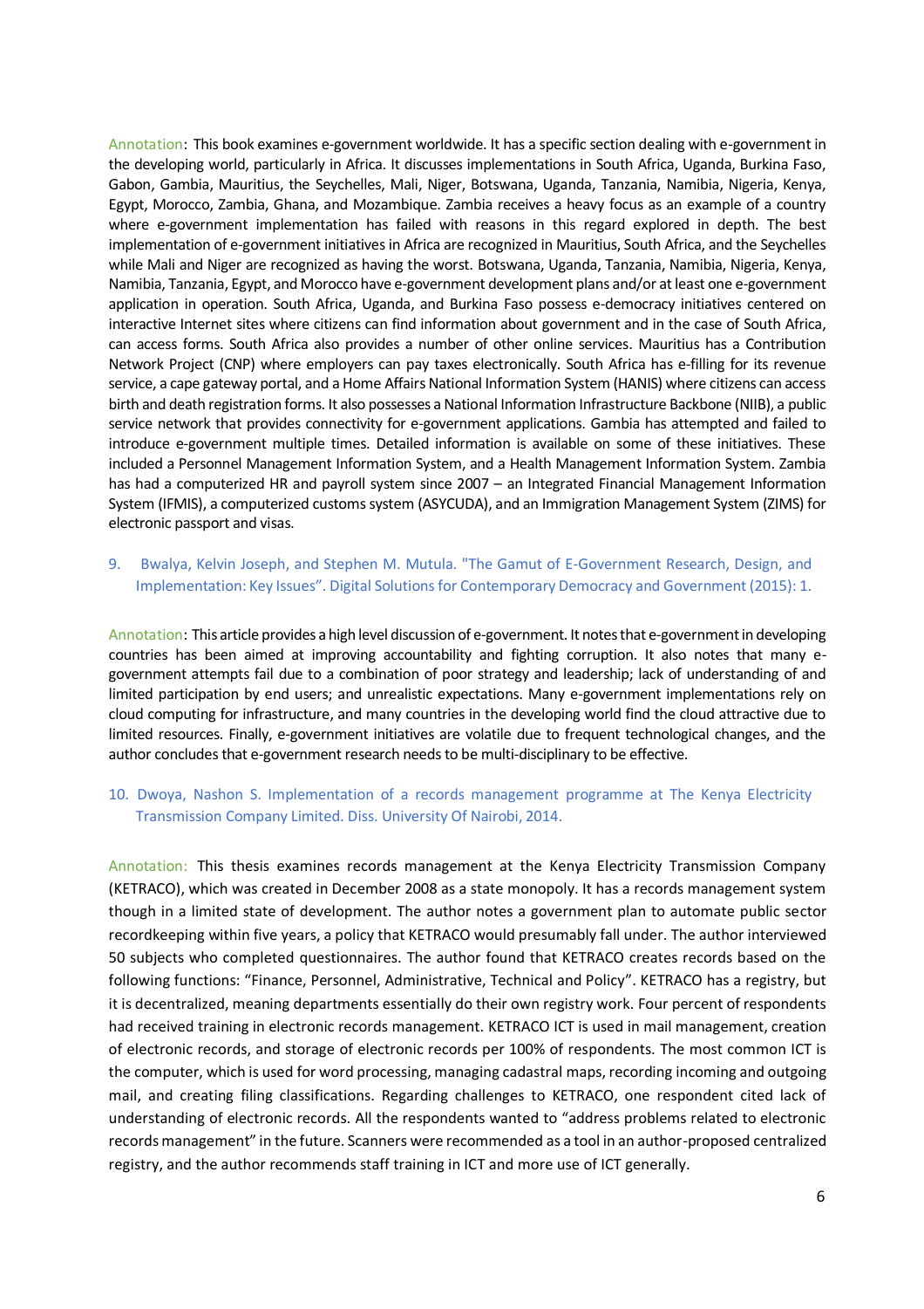Annotation: This book examines e-government worldwide. It has a specific section dealing with e-government in the developing world, particularly in Africa. It discusses implementations in South Africa, Uganda, Burkina Faso, Gabon, Gambia, Mauritius, the Seychelles, Mali, Niger, Botswana, Uganda, Tanzania, Namibia, Nigeria, Kenya, Egypt, Morocco, Zambia, Ghana, and Mozambique. Zambia receives a heavy focus as an example of a country where e-government implementation has failed with reasons in this regard explored in depth. The best implementation of e-government initiatives in Africa are recognized in Mauritius, South Africa, and the Seychelles while Mali and Niger are recognized as having the worst. Botswana, Uganda, Tanzania, Namibia, Nigeria, Kenya, Namibia, Tanzania, Egypt, and Morocco have e-government development plans and/or at least one e-government application in operation. South Africa, Uganda, and Burkina Faso possess e-democracy initiatives centered on interactive Internet sites where citizens can find information about government and in the case of South Africa, can access forms. South Africa also provides a number of other online services. Mauritius has a Contribution Network Project (CNP) where employers can pay taxes electronically. South Africa has e-filling for its revenue service, a cape gateway portal, and a Home Affairs National Information System (HANIS) where citizens can access birth and death registration forms. It also possesses a National Information Infrastructure Backbone (NIIB), a public service network that provides connectivity for e-government applications. Gambia has attempted and failed to introduce e-government multiple times. Detailed information is available on some of these initiatives. These included a Personnel Management Information System, and a Health Management Information System. Zambia has had a computerized HR and payroll system since 2007 – an Integrated Financial Management Information System (IFMIS), a computerized customs system (ASYCUDA), and an Immigration Management System (ZIMS) for electronic passport and visas.

9. Bwalya, Kelvin Joseph, and Stephen M. Mutula. "The Gamut of E-Government Research, Design, and Implementation: Key Issues". Digital Solutions for Contemporary Democracy and Government (2015): 1.

Annotation: This article provides a high level discussion of e-government. It notes that e-government in developing countries has been aimed at improving accountability and fighting corruption. It also notes that many e-government attempts fail due to a combination of poor strategy and leadership; lack of understanding of and limited participation by end users; and unrealistic expectations. Many e-government implementations rely on cloud computing for infrastructure, and many countries in the developing world find the cloud attractive due to limited resources. Finally, e-government initiatives are volatile due to frequent technological changes, and the author concludes that e-government research needs to be multi-disciplinary to be effective.

10. Dwoya, Nashon S. Implementation of a records management programme at The Kenya Electricity Transmission Company Limited. Diss. University Of Nairobi, 2014.

Annotation: This thesis examines records management at the Kenya Electricity Transmission Company (KETRACO), which was created in December 2008 as a state monopoly. It has a records management system though in a limited state of development. The author notes a government plan to automate public sector recordkeeping within five years, a policy that KETRACO would presumably fall under. The author interviewed 50 subjects who completed questionnaires. The author found that KETRACO creates records based on the following functions: "Finance, Personnel, Administrative, Technical and Policy". KETRACO has a registry, but it is decentralized, meaning departments essentially do their own registry work. Four percent of respondents had received training in electronic records management. KETRACO ICT is used in mail management, creation of electronic records, and storage of electronic records per 100% of respondents. The most common ICT is the computer, which is used for word processing, managing cadastral maps, recording incoming and outgoing mail, and creating filing classifications. Regarding challenges to KETRACO, one respondent cited lack of understanding of electronic records. All the respondents wanted to "address problems related to electronic records management" in the future. Scanners were recommended as a tool in an author-proposed centralized registry, and the author recommends staff training in ICT and more use of ICT generally.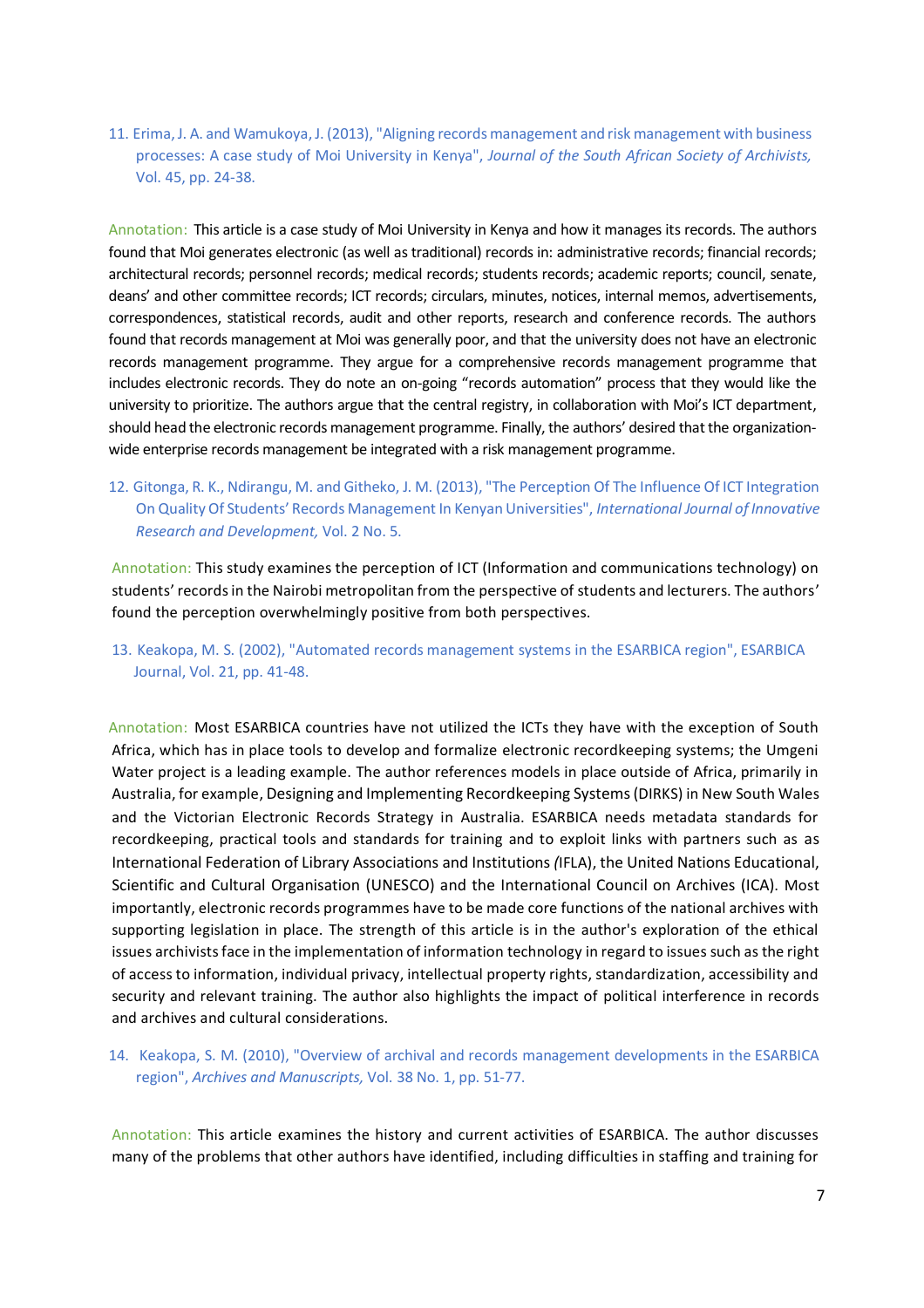11. Erima, J. A. and Wamukoya, J. (2013), "Aligning records management and risk management with business processes: A case study of Moi University in Kenya", *Journal of the South African Society of Archivists,* Vol. 45, pp. 24-38.

Annotation: This article is a case study of Moi University in Kenya and how it manages its records. The authors found that Moi generates electronic (as well as traditional) records in: administrative records; financial records; architectural records; personnel records; medical records; students records; academic reports; council, senate, deans' and other committee records; ICT records; circulars, minutes, notices, internal memos, advertisements, correspondences, statistical records, audit and other reports, research and conference records. The authors found that records management at Moi was generally poor, and that the university does not have an electronic records management programme. They argue for a comprehensive records management programme that includes electronic records. They do note an on-going "records automation" process that they would like the university to prioritize. The authors argue that the central registry, in collaboration with Moi's ICT department, should head the electronic records management programme. Finally, the authors' desired that the organization-wide enterprise records management be integrated with a risk management programme.

12. Gitonga, R. K., Ndirangu, M. and Githeko, J. M. (2013), "The Perception Of The Influence Of ICT Integration On Quality Of Students' Records Management In Kenyan Universities", *International Journal of Innovative Research and Development,* Vol. 2 No. 5.

Annotation: This study examines the perception of ICT (Information and communications technology) on students' records in the Nairobi metropolitan from the perspective of students and lecturers. The authors' found the perception overwhelmingly positive from both perspectives.

13. Keakopa, M. S. (2002), "Automated records management systems in the ESARBICA region", ESARBICA Journal, Vol. 21, pp. 41-48.

Annotation: Most ESARBICA countries have not utilized the ICTs they have with the exception of South Africa, which has in place tools to develop and formalize electronic recordkeeping systems; the Umgeni Water project is a leading example. The author references models in place outside of Africa, primarily in Australia, for example, Designing and Implementing Recordkeeping Systems (DIRKS) in New South Wales and the Victorian Electronic Records Strategy in Australia. ESARBICA needs metadata standards for recordkeeping, practical tools and standards for training and to exploit links with partners such as as International Federation of Library Associations and Institutions *(*IFLA), the United Nations Educational, Scientific and Cultural Organisation (UNESCO) and the International Council on Archives (ICA). Most importantly, electronic records programmes have to be made core functions of the national archives with supporting legislation in place. The strength of this article is in the author's exploration of the ethical issues archivists face in the implementation of information technology in regard to issues such as the right of access to information, individual privacy, intellectual property rights, standardization, accessibility and security and relevant training. The author also highlights the impact of political interference in records and archives and cultural considerations.

14. Keakopa, S. M. (2010), "Overview of archival and records management developments in the ESARBICA region", *Archives and Manuscripts,* Vol. 38 No. 1, pp. 51-77.

Annotation: This article examines the history and current activities of ESARBICA. The author discusses many of the problems that other authors have identified, including difficulties in staffing and training for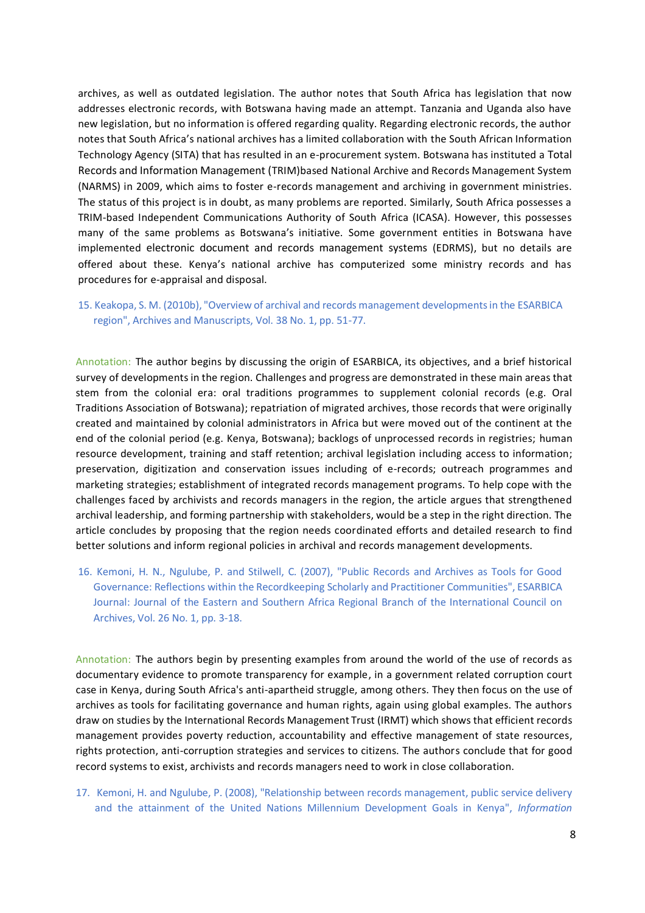archives, as well as outdated legislation. The author notes that South Africa has legislation that now addresses electronic records, with Botswana having made an attempt. Tanzania and Uganda also have new legislation, but no information is offered regarding quality. Regarding electronic records, the author notes that South Africa's national archives has a limited collaboration with the South African Information Technology Agency (SITA) that has resulted in an e-procurement system. Botswana has instituted a Total Records and Information Management (TRIM)based National Archive and Records Management System (NARMS) in 2009, which aims to foster e-records management and archiving in government ministries. The status of this project is in doubt, as many problems are reported. Similarly, South Africa possesses a TRIM-based Independent Communications Authority of South Africa (ICASA). However, this possesses many of the same problems as Botswana's initiative. Some government entities in Botswana have implemented electronic document and records management systems (EDRMS), but no details are offered about these. Kenya's national archive has computerized some ministry records and has procedures for e-appraisal and disposal.

15. Keakopa, S. M. (2010b), "Overview of archival and records management developments in the ESARBICA region", Archives and Manuscripts, Vol. 38 No. 1, pp. 51-77.

Annotation: The author begins by discussing the origin of ESARBICA, its objectives, and a brief historical survey of developments in the region. Challenges and progress are demonstrated in these main areas that stem from the colonial era: oral traditions programmes to supplement colonial records (e.g. Oral Traditions Association of Botswana); repatriation of migrated archives, those records that were originally created and maintained by colonial administrators in Africa but were moved out of the continent at the end of the colonial period (e.g. Kenya, Botswana); backlogs of unprocessed records in registries; human resource development, training and staff retention; archival legislation including access to information; preservation, digitization and conservation issues including of e-records; outreach programmes and marketing strategies; establishment of integrated records management programs. To help cope with the challenges faced by archivists and records managers in the region, the article argues that strengthened archival leadership, and forming partnership with stakeholders, would be a step in the right direction. The article concludes by proposing that the region needs coordinated efforts and detailed research to find better solutions and inform regional policies in archival and records management developments.

16. Kemoni, H. N., Ngulube, P. and Stilwell, C. (2007), "Public Records and Archives as Tools for Good Governance: Reflections within the Recordkeeping Scholarly and Practitioner Communities", ESARBICA Journal: Journal of the Eastern and Southern Africa Regional Branch of the International Council on Archives, Vol. 26 No. 1, pp. 3-18.

Annotation: The authors begin by presenting examples from around the world of the use of records as documentary evidence to promote transparency for example, in a government related corruption court case in Kenya, during South Africa's anti-apartheid struggle, among others. They then focus on the use of archives as tools for facilitating governance and human rights, again using global examples. The authors draw on studies by the International Records Management Trust (IRMT) which shows that efficient records management provides poverty reduction, accountability and effective management of state resources, rights protection, anti-corruption strategies and services to citizens. The authors conclude that for good record systems to exist, archivists and records managers need to work in close collaboration.

17. Kemoni, H. and Ngulube, P. (2008), "Relationship between records management, public service delivery and the attainment of the United Nations Millennium Development Goals in Kenya", *Information*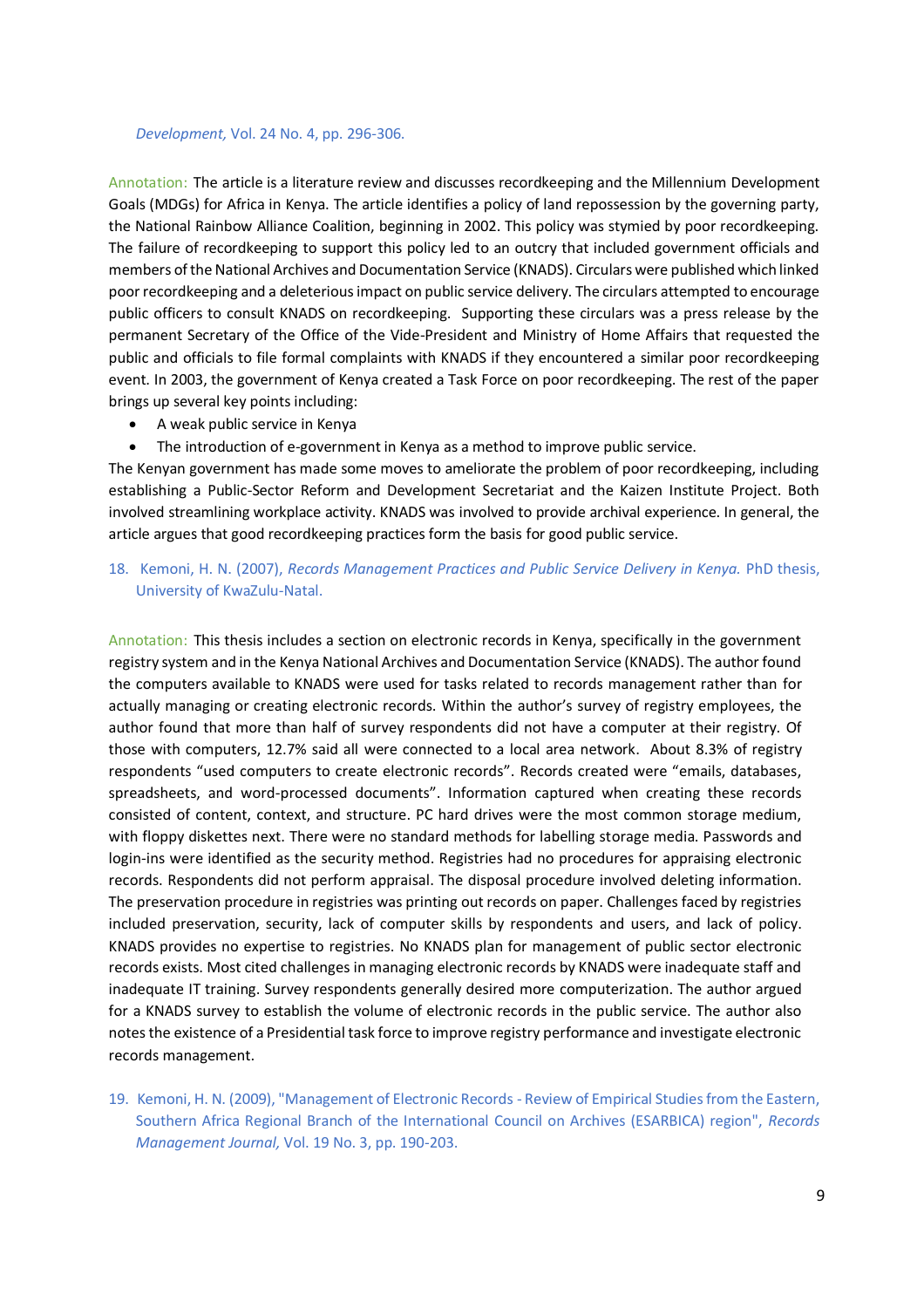*Development,* Vol. 24 No. 4, pp. 296-306.

Annotation: The article is a literature review and discusses recordkeeping and the Millennium Development Goals (MDGs) for Africa in Kenya. The article identifies a policy of land repossession by the governing party, the National Rainbow Alliance Coalition, beginning in 2002. This policy was stymied by poor recordkeeping. The failure of recordkeeping to support this policy led to an outcry that included government officials and members of the National Archives and Documentation Service (KNADS). Circulars were published which linked poor recordkeeping and a deleterious impact on public service delivery. The circulars attempted to encourage public officers to consult KNADS on recordkeeping. Supporting these circulars was a press release by the permanent Secretary of the Office of the Vide-President and Ministry of Home Affairs that requested the public and officials to file formal complaints with KNADS if they encountered a similar poor recordkeeping event. In 2003, the government of Kenya created a Task Force on poor recordkeeping. The rest of the paper brings up several key points including:

- A weak public service in Kenya
- The introduction of e-government in Kenya as a method to improve public service.

The Kenyan government has made some moves to ameliorate the problem of poor recordkeeping, including establishing a Public-Sector Reform and Development Secretariat and the Kaizen Institute Project. Both involved streamlining workplace activity. KNADS was involved to provide archival experience. In general, the article argues that good recordkeeping practices form the basis for good public service.

18. Kemoni, H. N. (2007), *Records Management Practices and Public Service Delivery in Kenya.* PhD thesis, University of KwaZulu-Natal.

Annotation: This thesis includes a section on electronic records in Kenya, specifically in the government registry system and in the Kenya National Archives and Documentation Service (KNADS). The author found the computers available to KNADS were used for tasks related to records management rather than for actually managing or creating electronic records. Within the author's survey of registry employees, the author found that more than half of survey respondents did not have a computer at their registry. Of those with computers, 12.7% said all were connected to a local area network. About 8.3% of registry respondents "used computers to create electronic records". Records created were "emails, databases, spreadsheets, and word-processed documents". Information captured when creating these records consisted of content, context, and structure. PC hard drives were the most common storage medium, with floppy diskettes next. There were no standard methods for labelling storage media. Passwords and login-ins were identified as the security method. Registries had no procedures for appraising electronic records. Respondents did not perform appraisal. The disposal procedure involved deleting information. The preservation procedure in registries was printing out records on paper. Challenges faced by registries included preservation, security, lack of computer skills by respondents and users, and lack of policy. KNADS provides no expertise to registries. No KNADS plan for management of public sector electronic records exists. Most cited challenges in managing electronic records by KNADS were inadequate staff and inadequate IT training. Survey respondents generally desired more computerization. The author argued for a KNADS survey to establish the volume of electronic records in the public service. The author also notes the existence of a Presidential task force to improve registry performance and investigate electronic records management.

19. Kemoni, H. N. (2009), "Management of Electronic Records - Review of Empirical Studies from the Eastern, Southern Africa Regional Branch of the International Council on Archives (ESARBICA) region", *Records Management Journal,* Vol. 19 No. 3, pp. 190-203.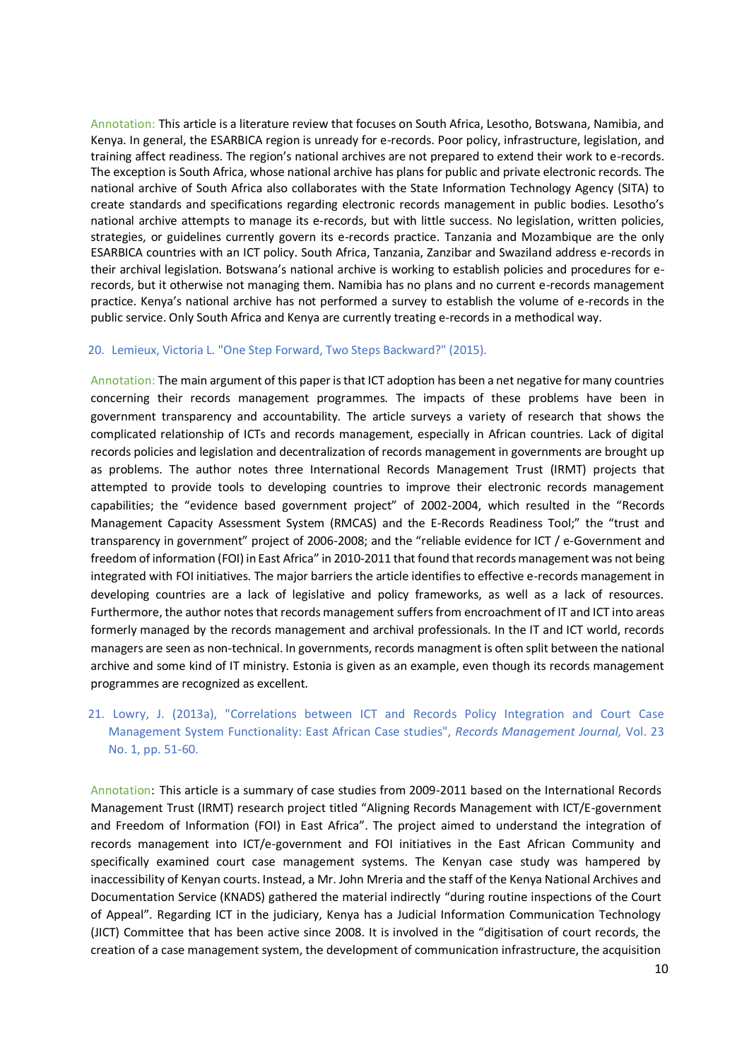Annotation: This article is a literature review that focuses on South Africa, Lesotho, Botswana, Namibia, and Kenya. In general, the ESARBICA region is unready for e-records. Poor policy, infrastructure, legislation, and training affect readiness. The region's national archives are not prepared to extend their work to e-records. The exception is South Africa, whose national archive has plans for public and private electronic records. The national archive of South Africa also collaborates with the State Information Technology Agency (SITA) to create standards and specifications regarding electronic records management in public bodies. Lesotho's national archive attempts to manage its e-records, but with little success. No legislation, written policies, strategies, or guidelines currently govern its e-records practice. Tanzania and Mozambique are the only ESARBICA countries with an ICT policy. South Africa, Tanzania, Zanzibar and Swaziland address e-records in their archival legislation. Botswana's national archive is working to establish policies and procedures for e-records, but it otherwise not managing them. Namibia has no plans and no current e-records management practice. Kenya's national archive has not performed a survey to establish the volume of e-records in the public service. Only South Africa and Kenya are currently treating e-records in a methodical way.

20. Lemieux, Victoria L. "One Step Forward, Two Steps Backward?" (2015).

Annotation: The main argument of this paper is that ICT adoption has been a net negative for many countries concerning their records management programmes. The impacts of these problems have been in government transparency and accountability. The article surveys a variety of research that shows the complicated relationship of ICTs and records management, especially in African countries. Lack of digital records policies and legislation and decentralization of records management in governments are brought up as problems. The author notes three International Records Management Trust (IRMT) projects that attempted to provide tools to developing countries to improve their electronic records management capabilities; the "evidence based government project" of 2002-2004, which resulted in the "Records Management Capacity Assessment System (RMCAS) and the E-Records Readiness Tool;" the "trust and transparency in government" project of 2006-2008; and the "reliable evidence for ICT / e-Government and freedom of information (FOI) in East Africa" in 2010-2011 that found that records management was not being integrated with FOI initiatives. The major barriers the article identifies to effective e-records management in developing countries are a lack of legislative and policy frameworks, as well as a lack of resources. Furthermore, the author notes that records management suffers from encroachment of IT and ICT into areas formerly managed by the records management and archival professionals. In the IT and ICT world, records managers are seen as non-technical. In governments, records managment is often split between the national archive and some kind of IT ministry. Estonia is given as an example, even though its records management programmes are recognized as excellent.

21. Lowry, J. (2013a), "Correlations between ICT and Records Policy Integration and Court Case Management System Functionality: East African Case studies", *Records Management Journal,* Vol. 23 No. 1, pp. 51-60.

Annotation: This article is a summary of case studies from 2009-2011 based on the International Records Management Trust (IRMT) research project titled "Aligning Records Management with ICT/E-government and Freedom of Information (FOI) in East Africa". The project aimed to understand the integration of records management into ICT/e-government and FOI initiatives in the East African Community and specifically examined court case management systems. The Kenyan case study was hampered by inaccessibility of Kenyan courts. Instead, a Mr. John Mreria and the staff of the Kenya National Archives and Documentation Service (KNADS) gathered the material indirectly "during routine inspections of the Court of Appeal". Regarding ICT in the judiciary, Kenya has a Judicial Information Communication Technology (JICT) Committee that has been active since 2008. It is involved in the "digitisation of court records, the creation of a case management system, the development of communication infrastructure, the acquisition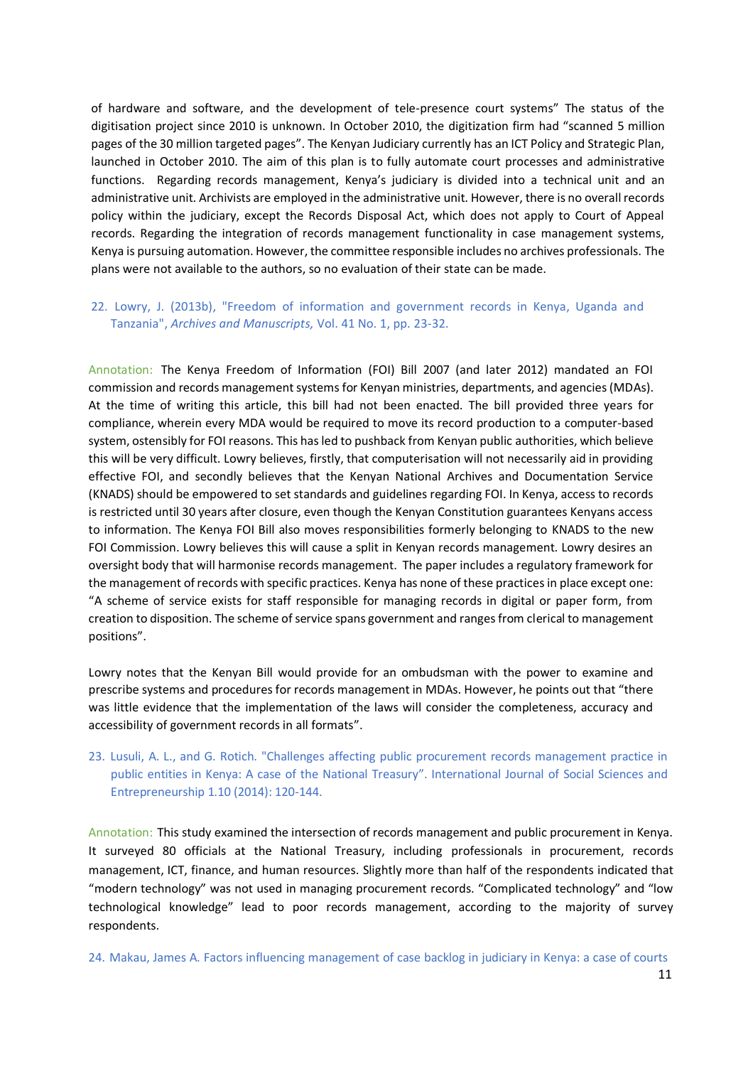of hardware and software, and the development of tele-presence court systems" The status of the digitisation project since 2010 is unknown. In October 2010, the digitization firm had "scanned 5 million pages of the 30 million targeted pages". The Kenyan Judiciary currently has an ICT Policy and Strategic Plan, launched in October 2010. The aim of this plan is to fully automate court processes and administrative functions. Regarding records management, Kenya's judiciary is divided into a technical unit and an administrative unit. Archivists are employed in the administrative unit. However, there is no overall records policy within the judiciary, except the Records Disposal Act, which does not apply to Court of Appeal records. Regarding the integration of records management functionality in case management systems, Kenya is pursuing automation. However, the committee responsible includes no archives professionals. The plans were not available to the authors, so no evaluation of their state can be made.

22. Lowry, J. (2013b), "Freedom of information and government records in Kenya, Uganda and Tanzania", *Archives and Manuscripts,* Vol. 41 No. 1, pp. 23-32.

Annotation: The Kenya Freedom of Information (FOI) Bill 2007 (and later 2012) mandated an FOI commission and records management systems for Kenyan ministries, departments, and agencies (MDAs). At the time of writing this article, this bill had not been enacted. The bill provided three years for compliance, wherein every MDA would be required to move its record production to a computer-based system, ostensibly for FOI reasons. This has led to pushback from Kenyan public authorities, which believe this will be very difficult. Lowry believes, firstly, that computerisation will not necessarily aid in providing effective FOI, and secondly believes that the Kenyan National Archives and Documentation Service (KNADS) should be empowered to set standards and guidelines regarding FOI. In Kenya, access to records is restricted until 30 years after closure, even though the Kenyan Constitution guarantees Kenyans access to information. The Kenya FOI Bill also moves responsibilities formerly belonging to KNADS to the new FOI Commission. Lowry believes this will cause a split in Kenyan records management. Lowry desires an oversight body that will harmonise records management. The paper includes a regulatory framework for the management of records with specific practices. Kenya has none of these practices in place except one: "A scheme of service exists for staff responsible for managing records in digital or paper form, from creation to disposition. The scheme of service spans government and ranges from clerical to management positions".

Lowry notes that the Kenyan Bill would provide for an ombudsman with the power to examine and prescribe systems and procedures for records management in MDAs. However, he points out that "there was little evidence that the implementation of the laws will consider the completeness, accuracy and accessibility of government records in all formats".

23. Lusuli, A. L., and G. Rotich. "Challenges affecting public procurement records management practice in public entities in Kenya: A case of the National Treasury". International Journal of Social Sciences and Entrepreneurship 1.10 (2014): 120-144.

Annotation: This study examined the intersection of records management and public procurement in Kenya. It surveyed 80 officials at the National Treasury, including professionals in procurement, records management, ICT, finance, and human resources. Slightly more than half of the respondents indicated that "modern technology" was not used in managing procurement records. "Complicated technology" and "low technological knowledge" lead to poor records management, according to the majority of survey respondents.

24. Makau, James A. Factors influencing management of case backlog in judiciary in Kenya: a case of courts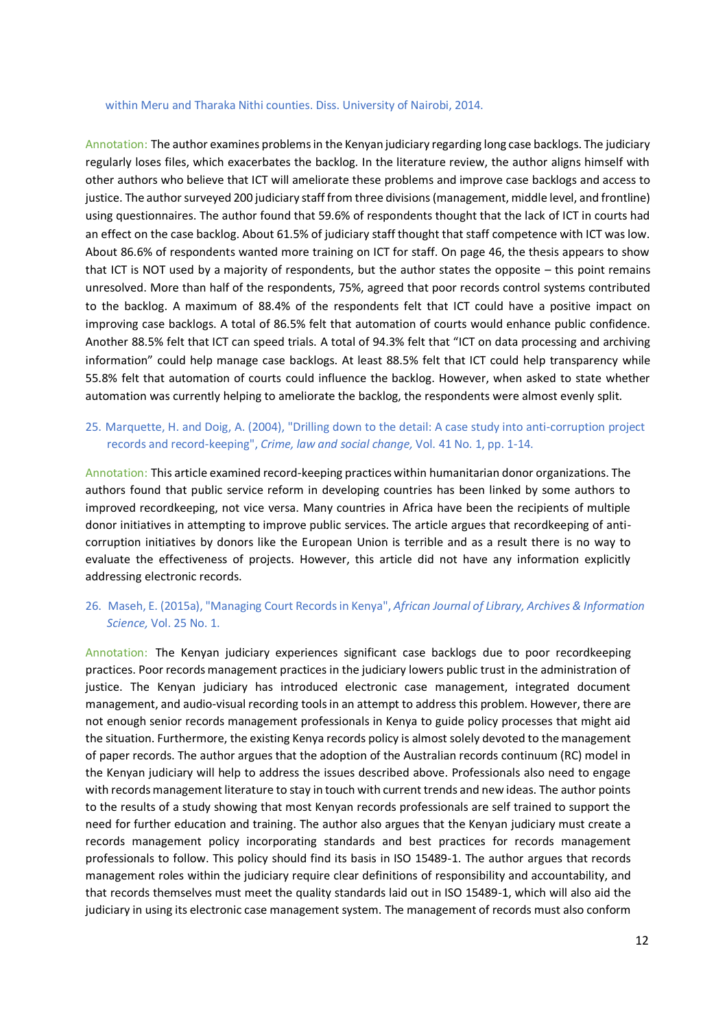within Meru and Tharaka Nithi counties. Diss. University of Nairobi, 2014.

Annotation: The author examines problems in the Kenyan judiciary regarding long case backlogs. The judiciary regularly loses files, which exacerbates the backlog. In the literature review, the author aligns himself with other authors who believe that ICT will ameliorate these problems and improve case backlogs and access to justice. The author surveyed 200 judiciary staff from three divisions (management, middle level, and frontline) using questionnaires. The author found that 59.6% of respondents thought that the lack of ICT in courts had an effect on the case backlog. About 61.5% of judiciary staff thought that staff competence with ICT was low. About 86.6% of respondents wanted more training on ICT for staff. On page 46, the thesis appears to show that ICT is NOT used by a majority of respondents, but the author states the opposite – this point remains unresolved. More than half of the respondents, 75%, agreed that poor records control systems contributed to the backlog. A maximum of 88.4% of the respondents felt that ICT could have a positive impact on improving case backlogs. A total of 86.5% felt that automation of courts would enhance public confidence. Another 88.5% felt that ICT can speed trials. A total of 94.3% felt that "ICT on data processing and archiving information" could help manage case backlogs. At least 88.5% felt that ICT could help transparency while 55.8% felt that automation of courts could influence the backlog. However, when asked to state whether automation was currently helping to ameliorate the backlog, the respondents were almost evenly split.

25. Marquette, H. and Doig, A. (2004), "Drilling down to the detail: A case study into anti-corruption project records and record-keeping", *Crime, law and social change,* Vol. 41 No. 1, pp. 1-14.

Annotation: This article examined record-keeping practices within humanitarian donor organizations. The authors found that public service reform in developing countries has been linked by some authors to improved recordkeeping, not vice versa. Many countries in Africa have been the recipients of multiple donor initiatives in attempting to improve public services. The article argues that recordkeeping of anti-corruption initiatives by donors like the European Union is terrible and as a result there is no way to evaluate the effectiveness of projects. However, this article did not have any information explicitly addressing electronic records.

26. Maseh, E. (2015a), "Managing Court Records in Kenya", *African Journal of Library, Archives & Information Science,* Vol. 25 No. 1.

Annotation: The Kenyan judiciary experiences significant case backlogs due to poor recordkeeping practices. Poor records management practices in the judiciary lowers public trust in the administration of justice. The Kenyan judiciary has introduced electronic case management, integrated document management, and audio-visual recording tools in an attempt to address this problem. However, there are not enough senior records management professionals in Kenya to guide policy processes that might aid the situation. Furthermore, the existing Kenya records policy is almost solely devoted to the management of paper records. The author argues that the adoption of the Australian records continuum (RC) model in the Kenyan judiciary will help to address the issues described above. Professionals also need to engage with records management literature to stay in touch with current trends and new ideas. The author points to the results of a study showing that most Kenyan records professionals are self trained to support the need for further education and training. The author also argues that the Kenyan judiciary must create a records management policy incorporating standards and best practices for records management professionals to follow. This policy should find its basis in ISO 15489-1. The author argues that records management roles within the judiciary require clear definitions of responsibility and accountability, and that records themselves must meet the quality standards laid out in ISO 15489-1, which will also aid the judiciary in using its electronic case management system. The management of records must also conform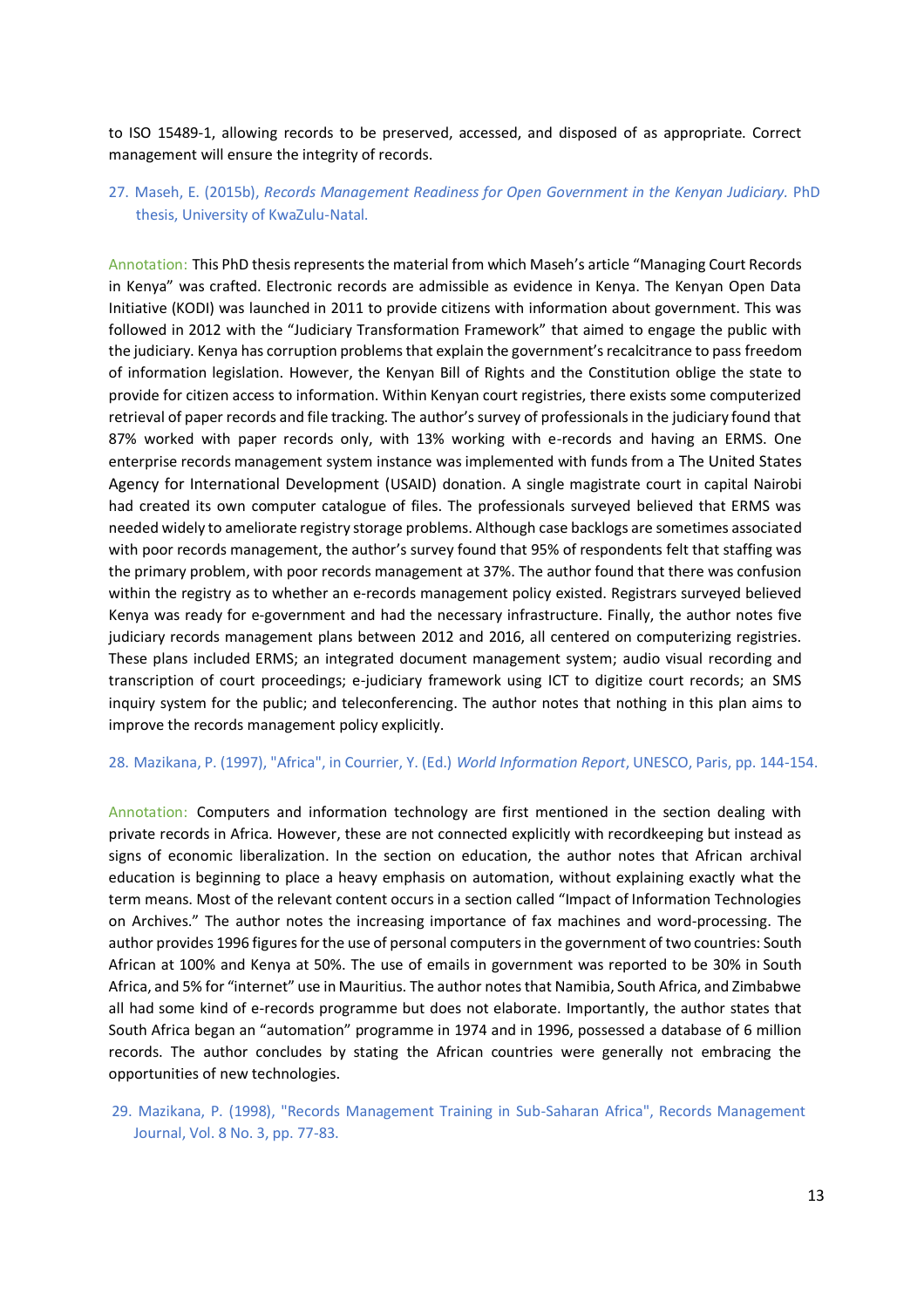to ISO 15489-1, allowing records to be preserved, accessed, and disposed of as appropriate. Correct management will ensure the integrity of records.

27. Maseh, E. (2015b), *Records Management Readiness for Open Government in the Kenyan Judiciary.* PhD thesis, University of KwaZulu-Natal.

Annotation: This PhD thesis represents the material from which Maseh's article "Managing Court Records in Kenya" was crafted. Electronic records are admissible as evidence in Kenya. The Kenyan Open Data Initiative (KODI) was launched in 2011 to provide citizens with information about government. This was followed in 2012 with the "Judiciary Transformation Framework" that aimed to engage the public with the judiciary. Kenya has corruption problems that explain the government's recalcitrance to pass freedom of information legislation. However, the Kenyan Bill of Rights and the Constitution oblige the state to provide for citizen access to information. Within Kenyan court registries, there exists some computerized retrieval of paper records and file tracking. The author's survey of professionals in the judiciary found that 87% worked with paper records only, with 13% working with e-records and having an ERMS. One enterprise records management system instance was implemented with funds from a The United States Agency for International Development (USAID) donation. A single magistrate court in capital Nairobi had created its own computer catalogue of files. The professionals surveyed believed that ERMS was needed widely to ameliorate registry storage problems. Although case backlogs are sometimes associated with poor records management, the author's survey found that 95% of respondents felt that staffing was the primary problem, with poor records management at 37%. The author found that there was confusion within the registry as to whether an e-records management policy existed. Registrars surveyed believed Kenya was ready for e-government and had the necessary infrastructure. Finally, the author notes five judiciary records management plans between 2012 and 2016, all centered on computerizing registries. These plans included ERMS; an integrated document management system; audio visual recording and transcription of court proceedings; e-judiciary framework using ICT to digitize court records; an SMS inquiry system for the public; and teleconferencing. The author notes that nothing in this plan aims to improve the records management policy explicitly.

28. Mazikana, P. (1997), "Africa", in Courrier, Y. (Ed.) *World Information Report*, UNESCO, Paris, pp. 144-154.

Annotation: Computers and information technology are first mentioned in the section dealing with private records in Africa. However, these are not connected explicitly with recordkeeping but instead as signs of economic liberalization. In the section on education, the author notes that African archival education is beginning to place a heavy emphasis on automation, without explaining exactly what the term means. Most of the relevant content occurs in a section called "Impact of Information Technologies on Archives." The author notes the increasing importance of fax machines and word-processing. The author provides 1996 figures for the use of personal computers in the government of two countries: South African at 100% and Kenya at 50%. The use of emails in government was reported to be 30% in South Africa, and 5% for "internet" use in Mauritius. The author notes that Namibia, South Africa, and Zimbabwe all had some kind of e-records programme but does not elaborate. Importantly, the author states that South Africa began an "automation" programme in 1974 and in 1996, possessed a database of 6 million records. The author concludes by stating the African countries were generally not embracing the opportunities of new technologies.

29. Mazikana, P. (1998), "Records Management Training in Sub-Saharan Africa", Records Management Journal, Vol. 8 No. 3, pp. 77-83.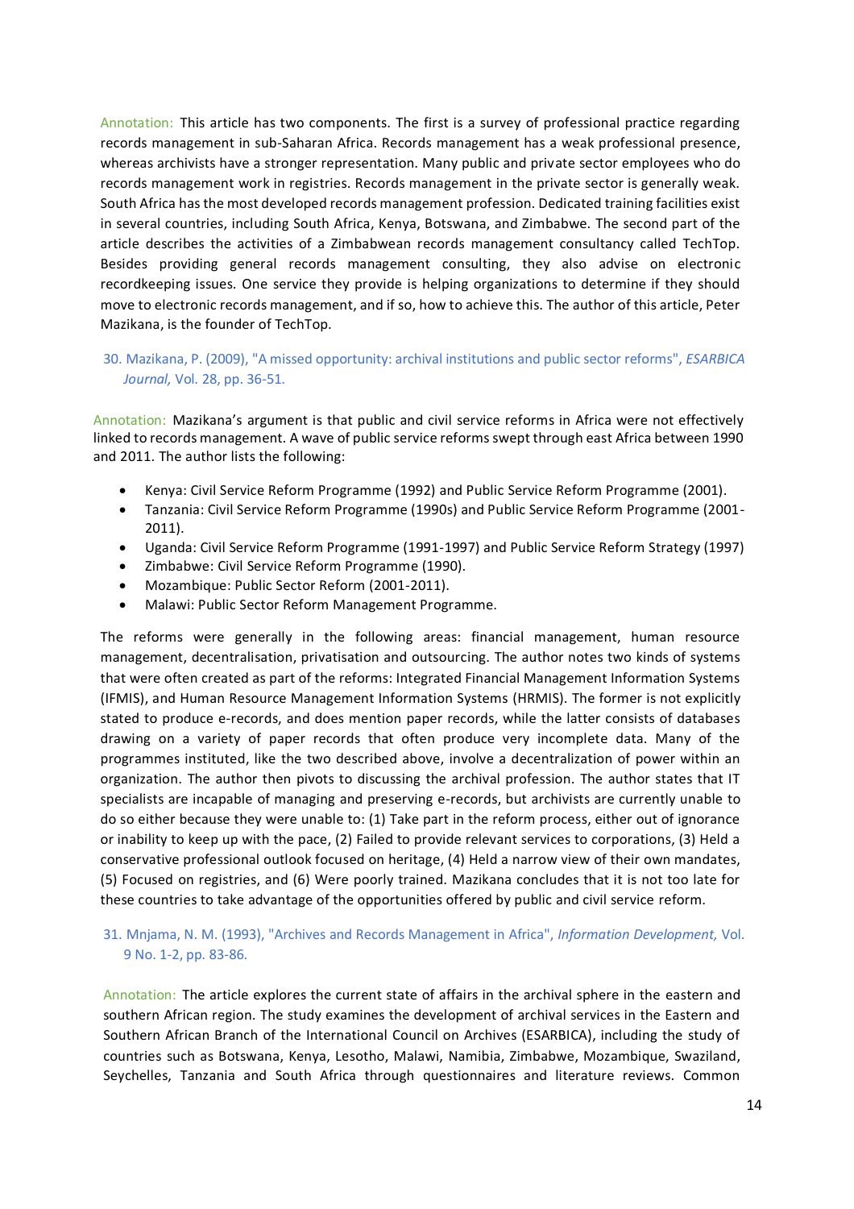Annotation: This article has two components. The first is a survey of professional practice regarding records management in sub-Saharan Africa. Records management has a weak professional presence, whereas archivists have a stronger representation. Many public and private sector employees who do records management work in registries. Records management in the private sector is generally weak. South Africa has the most developed records management profession. Dedicated training facilities exist in several countries, including South Africa, Kenya, Botswana, and Zimbabwe. The second part of the article describes the activities of a Zimbabwean records management consultancy called TechTop. Besides providing general records management consulting, they also advise on electronic recordkeeping issues. One service they provide is helping organizations to determine if they should move to electronic records management, and if so, how to achieve this. The author of this article, Peter Mazikana, is the founder of TechTop.

30. Mazikana, P. (2009), "A missed opportunity: archival institutions and public sector reforms", *ESARBICA Journal,* Vol. 28, pp. 36-51.

Annotation: Mazikana's argument is that public and civil service reforms in Africa were not effectively linked to records management. A wave of public service reforms swept through east Africa between 1990 and 2011. The author lists the following:

- Kenya: Civil Service Reform Programme (1992) and Public Service Reform Programme (2001).
- Tanzania: Civil Service Reform Programme (1990s) and Public Service Reform Programme (2001-2011).
- Uganda: Civil Service Reform Programme (1991-1997) and Public Service Reform Strategy (1997)
- Zimbabwe: Civil Service Reform Programme (1990).
- Mozambique: Public Sector Reform (2001-2011).
- Malawi: Public Sector Reform Management Programme.

The reforms were generally in the following areas: financial management, human resource management, decentralisation, privatisation and outsourcing. The author notes two kinds of systems that were often created as part of the reforms: Integrated Financial Management Information Systems (IFMIS), and Human Resource Management Information Systems (HRMIS). The former is not explicitly stated to produce e-records, and does mention paper records, while the latter consists of databases drawing on a variety of paper records that often produce very incomplete data. Many of the programmes instituted, like the two described above, involve a decentralization of power within an organization. The author then pivots to discussing the archival profession. The author states that IT specialists are incapable of managing and preserving e-records, but archivists are currently unable to do so either because they were unable to: (1) Take part in the reform process, either out of ignorance or inability to keep up with the pace, (2) Failed to provide relevant services to corporations, (3) Held a conservative professional outlook focused on heritage, (4) Held a narrow view of their own mandates, (5) Focused on registries, and (6) Were poorly trained. Mazikana concludes that it is not too late for these countries to take advantage of the opportunities offered by public and civil service reform.

31. Mnjama, N. M. (1993), "Archives and Records Management in Africa", *Information Development,* Vol. 9 No. 1-2, pp. 83-86.

Annotation: The article explores the current state of affairs in the archival sphere in the eastern and southern African region. The study examines the development of archival services in the Eastern and Southern African Branch of the International Council on Archives (ESARBICA), including the study of countries such as Botswana, Kenya, Lesotho, Malawi, Namibia, Zimbabwe, Mozambique, Swaziland, Seychelles, Tanzania and South Africa through questionnaires and literature reviews. Common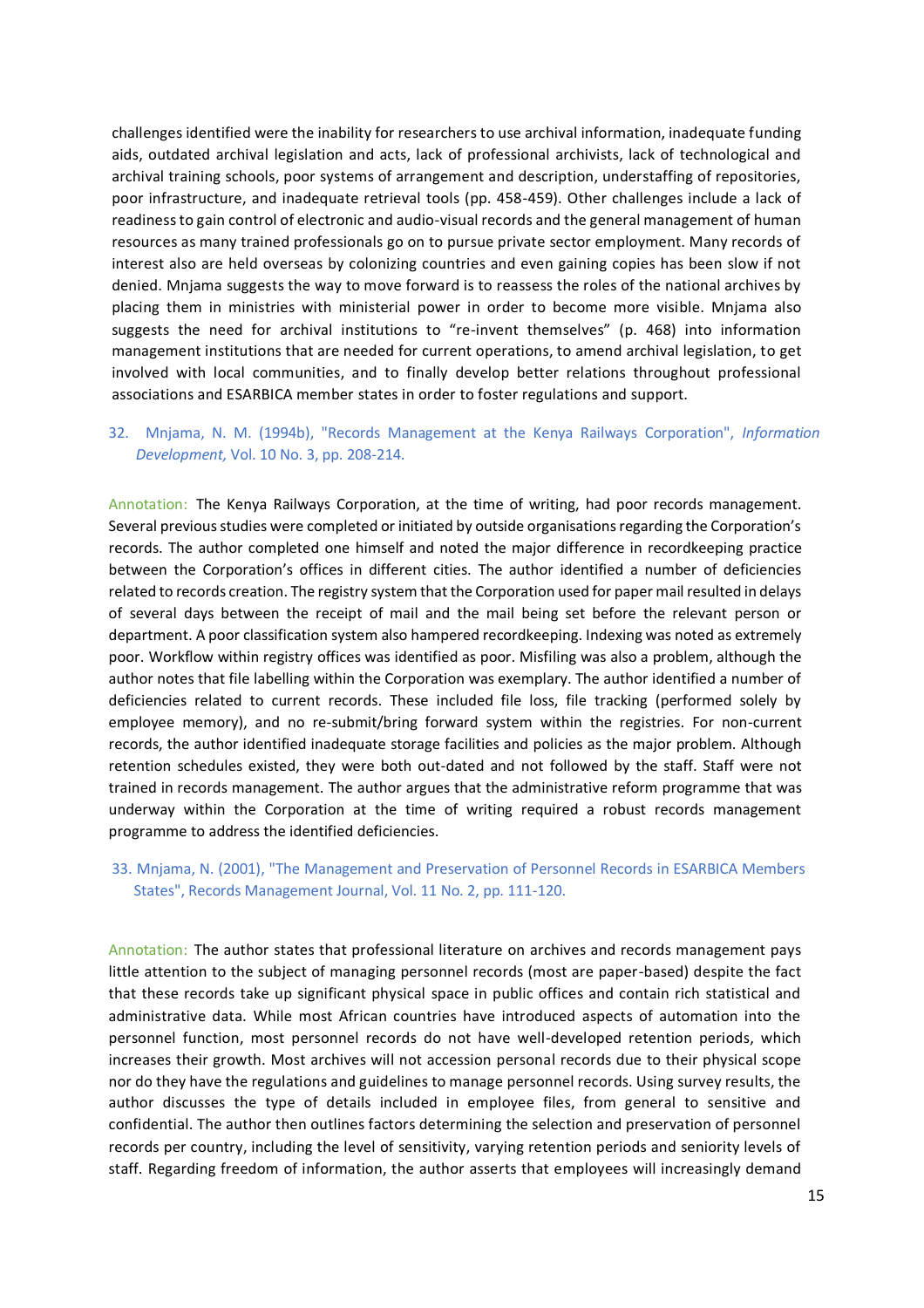challenges identified were the inability for researchers to use archival information, inadequate funding aids, outdated archival legislation and acts, lack of professional archivists, lack of technological and archival training schools, poor systems of arrangement and description, understaffing of repositories, poor infrastructure, and inadequate retrieval tools (pp. 458-459). Other challenges include a lack of readiness to gain control of electronic and audio-visual records and the general management of human resources as many trained professionals go on to pursue private sector employment. Many records of interest also are held overseas by colonizing countries and even gaining copies has been slow if not denied. Mnjama suggests the way to move forward is to reassess the roles of the national archives by placing them in ministries with ministerial power in order to become more visible. Mnjama also suggests the need for archival institutions to "re-invent themselves" (p. 468) into information management institutions that are needed for current operations, to amend archival legislation, to get involved with local communities, and to finally develop better relations throughout professional associations and ESARBICA member states in order to foster regulations and support.

32. Mnjama, N. M. (1994b), "Records Management at the Kenya Railways Corporation", *Information Development,* Vol. 10 No. 3, pp. 208-214.

Annotation: The Kenya Railways Corporation, at the time of writing, had poor records management. Several previous studies were completed or initiated by outside organisations regarding the Corporation's records. The author completed one himself and noted the major difference in recordkeeping practice between the Corporation's offices in different cities. The author identified a number of deficiencies related to records creation. The registry system that the Corporation used for paper mail resulted in delays of several days between the receipt of mail and the mail being set before the relevant person or department. A poor classification system also hampered recordkeeping. Indexing was noted as extremely poor. Workflow within registry offices was identified as poor. Misfiling was also a problem, although the author notes that file labelling within the Corporation was exemplary. The author identified a number of deficiencies related to current records. These included file loss, file tracking (performed solely by employee memory), and no re-submit/bring forward system within the registries. For non-current records, the author identified inadequate storage facilities and policies as the major problem. Although retention schedules existed, they were both out-dated and not followed by the staff. Staff were not trained in records management. The author argues that the administrative reform programme that was underway within the Corporation at the time of writing required a robust records management programme to address the identified deficiencies.

33. Mnjama, N. (2001), "The Management and Preservation of Personnel Records in ESARBICA Members States", Records Management Journal, Vol. 11 No. 2, pp. 111-120.

Annotation: The author states that professional literature on archives and records management pays little attention to the subject of managing personnel records (most are paper-based) despite the fact that these records take up significant physical space in public offices and contain rich statistical and administrative data. While most African countries have introduced aspects of automation into the personnel function, most personnel records do not have well-developed retention periods, which increases their growth. Most archives will not accession personal records due to their physical scope nor do they have the regulations and guidelines to manage personnel records. Using survey results, the author discusses the type of details included in employee files, from general to sensitive and confidential. The author then outlines factors determining the selection and preservation of personnel records per country, including the level of sensitivity, varying retention periods and seniority levels of staff. Regarding freedom of information, the author asserts that employees will increasingly demand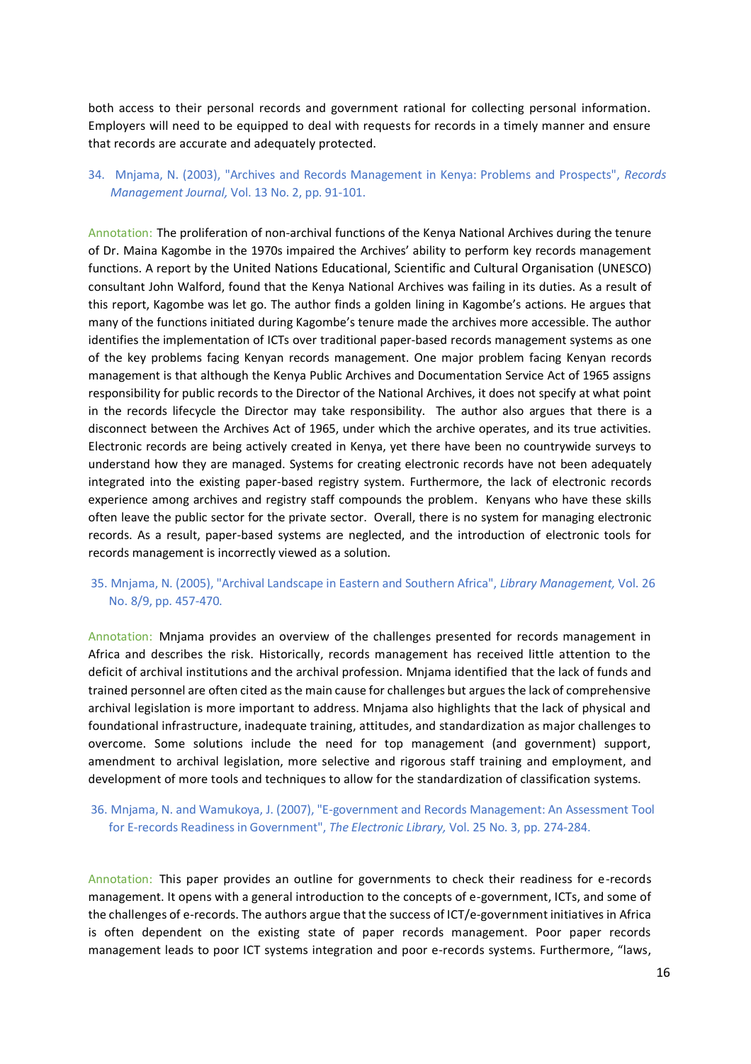both access to their personal records and government rational for collecting personal information. Employers will need to be equipped to deal with requests for records in a timely manner and ensure that records are accurate and adequately protected.

34. Mnjama, N. (2003), "Archives and Records Management in Kenya: Problems and Prospects", *Records Management Journal,* Vol. 13 No. 2, pp. 91-101.

Annotation: The proliferation of non-archival functions of the Kenya National Archives during the tenure of Dr. Maina Kagombe in the 1970s impaired the Archives' ability to perform key records management functions. A report by the United Nations Educational, Scientific and Cultural Organisation (UNESCO) consultant John Walford, found that the Kenya National Archives was failing in its duties. As a result of this report, Kagombe was let go. The author finds a golden lining in Kagombe's actions. He argues that many of the functions initiated during Kagombe's tenure made the archives more accessible. The author identifies the implementation of ICTs over traditional paper-based records management systems as one of the key problems facing Kenyan records management. One major problem facing Kenyan records management is that although the Kenya Public Archives and Documentation Service Act of 1965 assigns responsibility for public records to the Director of the National Archives, it does not specify at what point in the records lifecycle the Director may take responsibility. The author also argues that there is a disconnect between the Archives Act of 1965, under which the archive operates, and its true activities. Electronic records are being actively created in Kenya, yet there have been no countrywide surveys to understand how they are managed. Systems for creating electronic records have not been adequately integrated into the existing paper-based registry system. Furthermore, the lack of electronic records experience among archives and registry staff compounds the problem. Kenyans who have these skills often leave the public sector for the private sector. Overall, there is no system for managing electronic records. As a result, paper-based systems are neglected, and the introduction of electronic tools for records management is incorrectly viewed as a solution.

35. Mnjama, N. (2005), "Archival Landscape in Eastern and Southern Africa", *Library Management,* Vol. 26 No. 8/9, pp. 457-470.

Annotation: Mnjama provides an overview of the challenges presented for records management in Africa and describes the risk. Historically, records management has received little attention to the deficit of archival institutions and the archival profession. Mnjama identified that the lack of funds and trained personnel are often cited as the main cause for challenges but argues the lack of comprehensive archival legislation is more important to address. Mnjama also highlights that the lack of physical and foundational infrastructure, inadequate training, attitudes, and standardization as major challenges to overcome. Some solutions include the need for top management (and government) support, amendment to archival legislation, more selective and rigorous staff training and employment, and development of more tools and techniques to allow for the standardization of classification systems.

36. Mnjama, N. and Wamukoya, J. (2007), "E-government and Records Management: An Assessment Tool for E-records Readiness in Government", *The Electronic Library,* Vol. 25 No. 3, pp. 274-284.

Annotation: This paper provides an outline for governments to check their readiness for e-records management. It opens with a general introduction to the concepts of e-government, ICTs, and some of the challenges of e-records. The authors argue that the success of ICT/e-government initiatives in Africa is often dependent on the existing state of paper records management. Poor paper records management leads to poor ICT systems integration and poor e-records systems. Furthermore, "laws,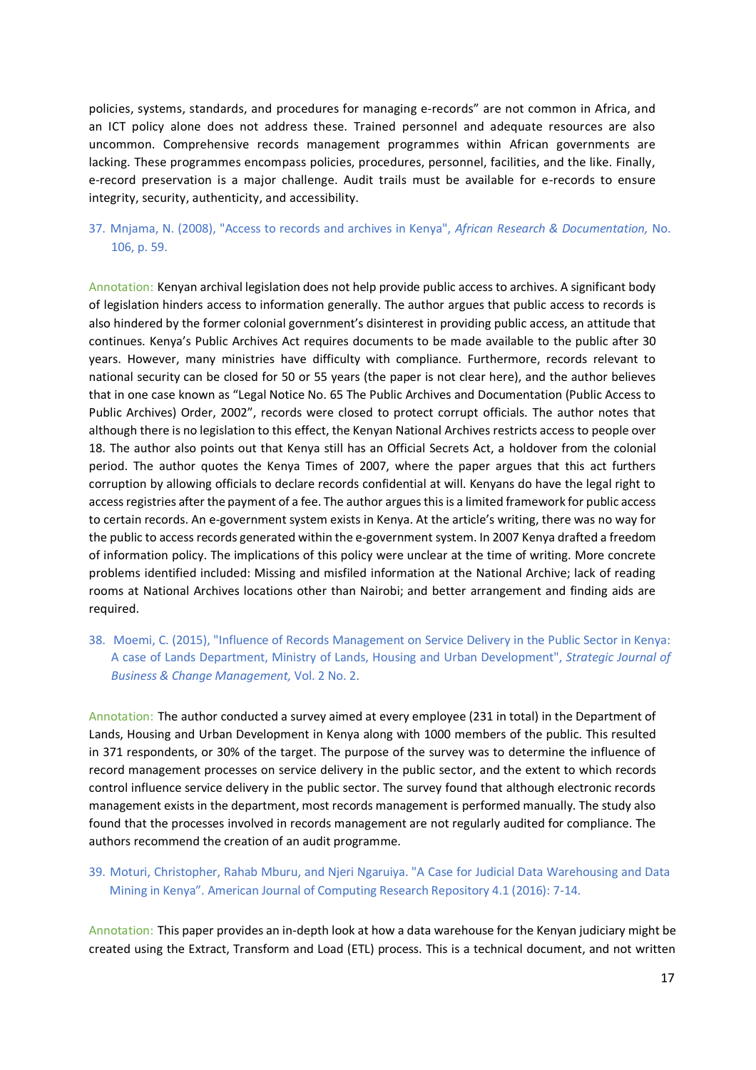policies, systems, standards, and procedures for managing e-records" are not common in Africa, and an ICT policy alone does not address these. Trained personnel and adequate resources are also uncommon. Comprehensive records management programmes within African governments are lacking. These programmes encompass policies, procedures, personnel, facilities, and the like. Finally, e-record preservation is a major challenge. Audit trails must be available for e-records to ensure integrity, security, authenticity, and accessibility.

37. Mnjama, N. (2008), "Access to records and archives in Kenya", *African Research & Documentation,* No. 106, p. 59.

Annotation: Kenyan archival legislation does not help provide public access to archives. A significant body of legislation hinders access to information generally. The author argues that public access to records is also hindered by the former colonial government's disinterest in providing public access, an attitude that continues. Kenya's Public Archives Act requires documents to be made available to the public after 30 years. However, many ministries have difficulty with compliance. Furthermore, records relevant to national security can be closed for 50 or 55 years (the paper is not clear here), and the author believes that in one case known as "Legal Notice No. 65 The Public Archives and Documentation (Public Access to Public Archives) Order, 2002", records were closed to protect corrupt officials. The author notes that although there is no legislation to this effect, the Kenyan National Archives restricts access to people over 18. The author also points out that Kenya still has an Official Secrets Act, a holdover from the colonial period. The author quotes the Kenya Times of 2007, where the paper argues that this act furthers corruption by allowing officials to declare records confidential at will. Kenyans do have the legal right to access registries after the payment of a fee. The author argues this is a limited framework for public access to certain records. An e-government system exists in Kenya. At the article's writing, there was no way for the public to access records generated within the e-government system. In 2007 Kenya drafted a freedom of information policy. The implications of this policy were unclear at the time of writing. More concrete problems identified included: Missing and misfiled information at the National Archive; lack of reading rooms at National Archives locations other than Nairobi; and better arrangement and finding aids are required.

38. Moemi, C. (2015), "Influence of Records Management on Service Delivery in the Public Sector in Kenya: A case of Lands Department, Ministry of Lands, Housing and Urban Development", *Strategic Journal of Business & Change Management,* Vol. 2 No. 2.

Annotation: The author conducted a survey aimed at every employee (231 in total) in the Department of Lands, Housing and Urban Development in Kenya along with 1000 members of the public. This resulted in 371 respondents, or 30% of the target. The purpose of the survey was to determine the influence of record management processes on service delivery in the public sector, and the extent to which records control influence service delivery in the public sector. The survey found that although electronic records management exists in the department, most records management is performed manually. The study also found that the processes involved in records management are not regularly audited for compliance. The authors recommend the creation of an audit programme.

39. Moturi, Christopher, Rahab Mburu, and Njeri Ngaruiya. "A Case for Judicial Data Warehousing and Data Mining in Kenya". American Journal of Computing Research Repository 4.1 (2016): 7-14.

Annotation: This paper provides an in-depth look at how a data warehouse for the Kenyan judiciary might be created using the Extract, Transform and Load (ETL) process. This is a technical document, and not written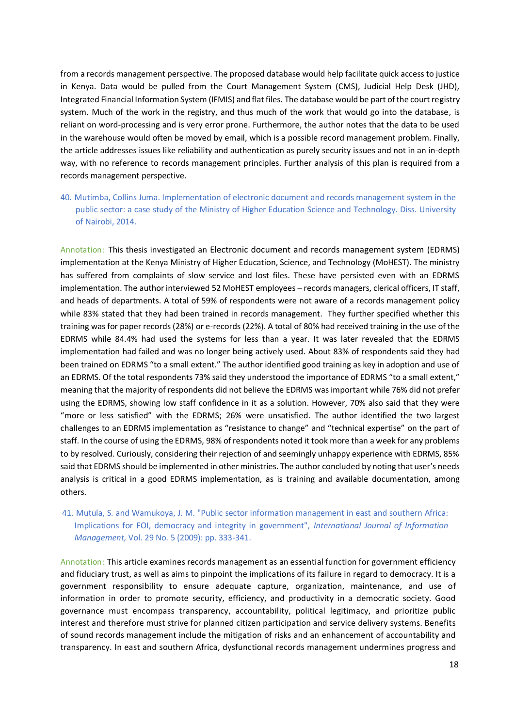from a records management perspective. The proposed database would help facilitate quick access to justice in Kenya. Data would be pulled from the Court Management System (CMS), Judicial Help Desk (JHD), Integrated Financial Information System (IFMIS) and flat files. The database would be part of the court registry system. Much of the work in the registry, and thus much of the work that would go into the database, is reliant on word-processing and is very error prone. Furthermore, the author notes that the data to be used in the warehouse would often be moved by email, which is a possible record management problem. Finally, the article addresses issues like reliability and authentication as purely security issues and not in an in-depth way, with no reference to records management principles. Further analysis of this plan is required from a records management perspective.

40. Mutimba, Collins Juma. Implementation of electronic document and records management system in the public sector: a case study of the Ministry of Higher Education Science and Technology. Diss. University of Nairobi, 2014.

Annotation: This thesis investigated an Electronic document and records management system (EDRMS) implementation at the Kenya Ministry of Higher Education, Science, and Technology (MoHEST). The ministry has suffered from complaints of slow service and lost files. These have persisted even with an EDRMS implementation. The author interviewed 52 MoHEST employees – records managers, clerical officers, IT staff, and heads of departments. A total of 59% of respondents were not aware of a records management policy while 83% stated that they had been trained in records management. They further specified whether this training was for paper records (28%) or e-records (22%). A total of 80% had received training in the use of the EDRMS while 84.4% had used the systems for less than a year. It was later revealed that the EDRMS implementation had failed and was no longer being actively used. About 83% of respondents said they had been trained on EDRMS "to a small extent." The author identified good training as key in adoption and use of an EDRMS. Of the total respondents 73% said they understood the importance of EDRMS "to a small extent," meaning that the majority of respondents did not believe the EDRMS was important while 76% did not prefer using the EDRMS, showing low staff confidence in it as a solution. However, 70% also said that they were "more or less satisfied" with the EDRMS; 26% were unsatisfied. The author identified the two largest challenges to an EDRMS implementation as "resistance to change" and "technical expertise" on the part of staff. In the course of using the EDRMS, 98% of respondents noted it took more than a week for any problems to by resolved. Curiously, considering their rejection of and seemingly unhappy experience with EDRMS, 85% said that EDRMS should be implemented in other ministries. The author concluded by noting that user's needs analysis is critical in a good EDRMS implementation, as is training and available documentation, among others.

41. Mutula, S. and Wamukoya, J. M. "Public sector information management in east and southern Africa: Implications for FOI, democracy and integrity in government", *International Journal of Information Management,* Vol. 29 No. 5 (2009): pp. 333-341.

Annotation: This article examines records management as an essential function for government efficiency and fiduciary trust, as well as aims to pinpoint the implications of its failure in regard to democracy. It is a government responsibility to ensure adequate capture, organization, maintenance, and use of information in order to promote security, efficiency, and productivity in a democratic society. Good governance must encompass transparency, accountability, political legitimacy, and prioritize public interest and therefore must strive for planned citizen participation and service delivery systems. Benefits of sound records management include the mitigation of risks and an enhancement of accountability and transparency. In east and southern Africa, dysfunctional records management undermines progress and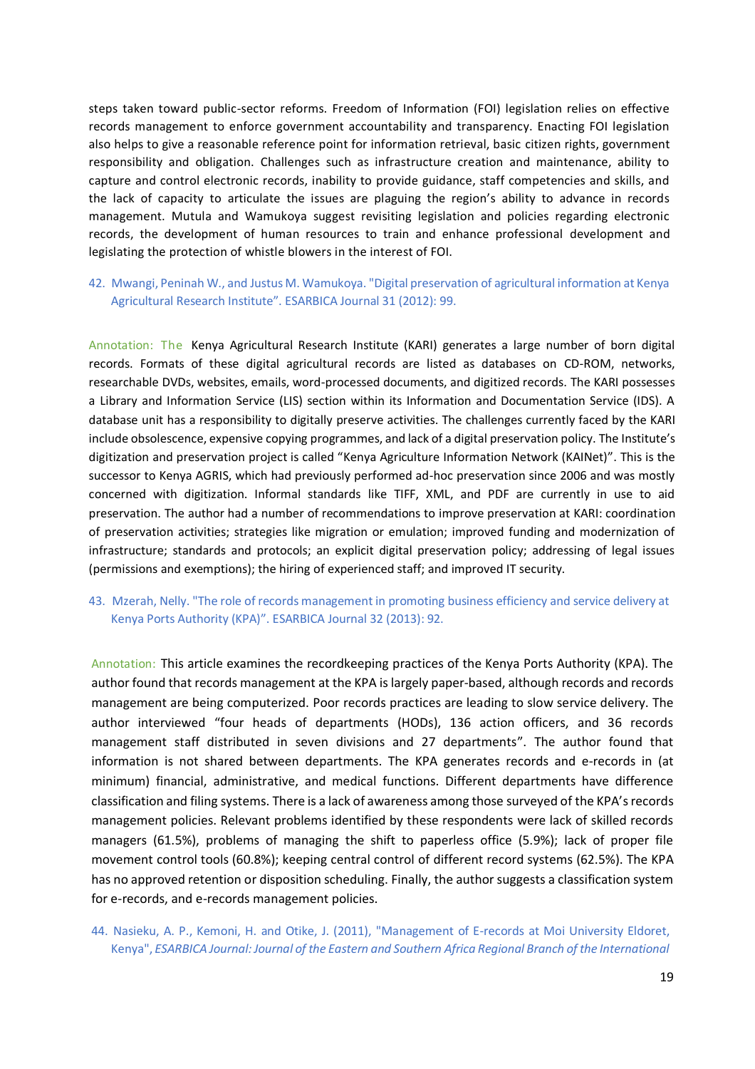steps taken toward public-sector reforms. Freedom of Information (FOI) legislation relies on effective records management to enforce government accountability and transparency. Enacting FOI legislation also helps to give a reasonable reference point for information retrieval, basic citizen rights, government responsibility and obligation. Challenges such as infrastructure creation and maintenance, ability to capture and control electronic records, inability to provide guidance, staff competencies and skills, and the lack of capacity to articulate the issues are plaguing the region's ability to advance in records management. Mutula and Wamukoya suggest revisiting legislation and policies regarding electronic records, the development of human resources to train and enhance professional development and legislating the protection of whistle blowers in the interest of FOI.

42. Mwangi, Peninah W., and Justus M. Wamukoya. "Digital preservation of agricultural information at Kenya Agricultural Research Institute". ESARBICA Journal 31 (2012): 99.

Annotation: The Kenya Agricultural Research Institute (KARI) generates a large number of born digital records. Formats of these digital agricultural records are listed as databases on CD-ROM, networks, researchable DVDs, websites, emails, word-processed documents, and digitized records. The KARI possesses a Library and Information Service (LIS) section within its Information and Documentation Service (IDS). A database unit has a responsibility to digitally preserve activities. The challenges currently faced by the KARI include obsolescence, expensive copying programmes, and lack of a digital preservation policy. The Institute's digitization and preservation project is called "Kenya Agriculture Information Network (KAINet)". This is the successor to Kenya AGRIS, which had previously performed ad-hoc preservation since 2006 and was mostly concerned with digitization. Informal standards like TIFF, XML, and PDF are currently in use to aid preservation. The author had a number of recommendations to improve preservation at KARI: coordination of preservation activities; strategies like migration or emulation; improved funding and modernization of infrastructure; standards and protocols; an explicit digital preservation policy; addressing of legal issues (permissions and exemptions); the hiring of experienced staff; and improved IT security.

43. Mzerah, Nelly. "The role of records management in promoting business efficiency and service delivery at Kenya Ports Authority (KPA)". ESARBICA Journal 32 (2013): 92.

Annotation: This article examines the recordkeeping practices of the Kenya Ports Authority (KPA). The author found that records management at the KPA is largely paper-based, although records and records management are being computerized. Poor records practices are leading to slow service delivery. The author interviewed "four heads of departments (HODs), 136 action officers, and 36 records management staff distributed in seven divisions and 27 departments". The author found that information is not shared between departments. The KPA generates records and e-records in (at minimum) financial, administrative, and medical functions. Different departments have difference classification and filing systems. There is a lack of awareness among those surveyed of the KPA's records management policies. Relevant problems identified by these respondents were lack of skilled records managers (61.5%), problems of managing the shift to paperless office (5.9%); lack of proper file movement control tools (60.8%); keeping central control of different record systems (62.5%). The KPA has no approved retention or disposition scheduling. Finally, the author suggests a classification system for e-records, and e-records management policies.

44. Nasieku, A. P., Kemoni, H. and Otike, J. (2011), "Management of E-records at Moi University Eldoret, Kenya", *ESARBICA Journal: Journal of the Eastern and Southern Africa Regional Branch of the International*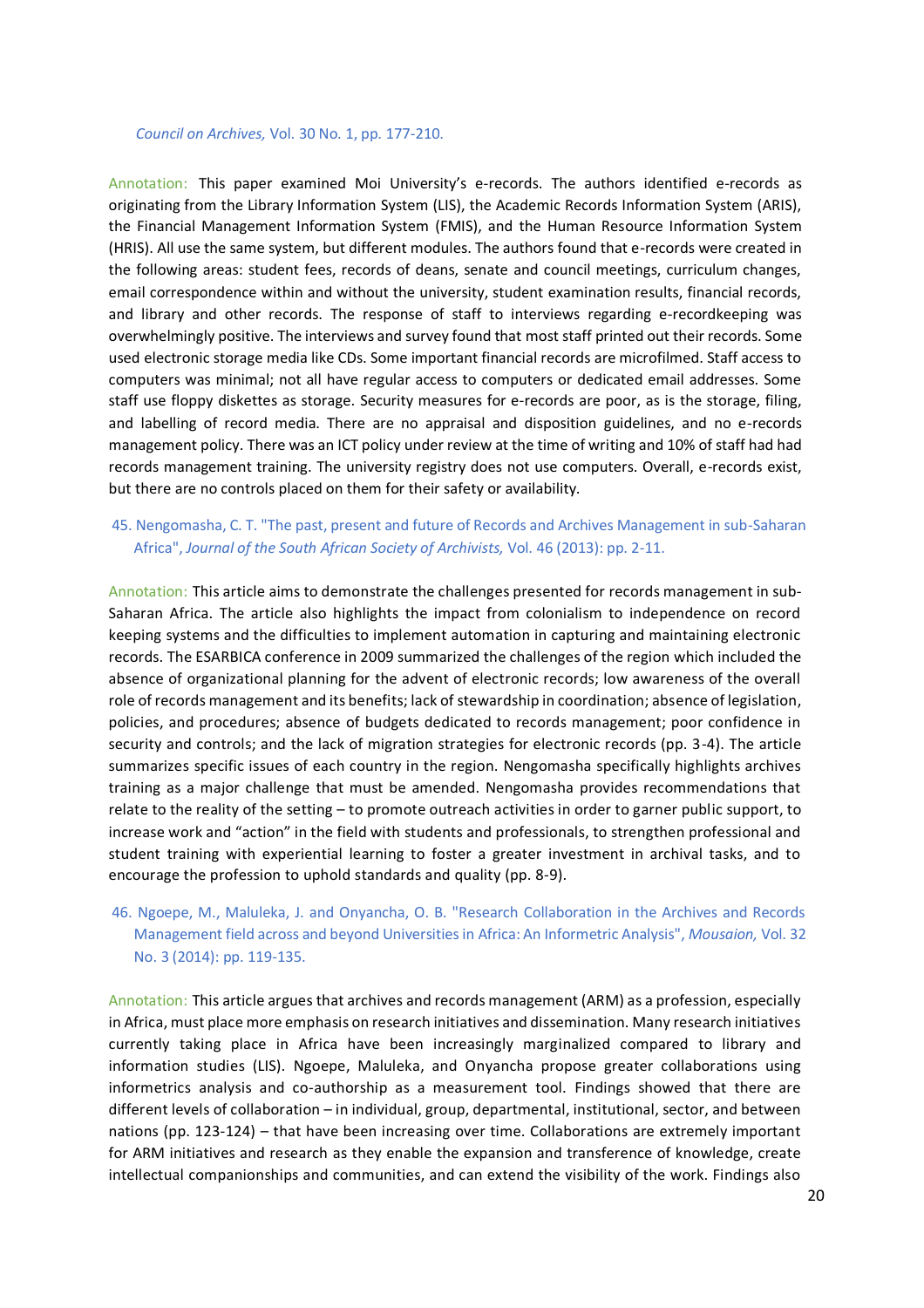*Council on Archives,* Vol. 30 No. 1, pp. 177-210.

Annotation: This paper examined Moi University's e-records. The authors identified e-records as originating from the Library Information System (LIS), the Academic Records Information System (ARIS), the Financial Management Information System (FMIS), and the Human Resource Information System (HRIS). All use the same system, but different modules. The authors found that e-records were created in the following areas: student fees, records of deans, senate and council meetings, curriculum changes, email correspondence within and without the university, student examination results, financial records, and library and other records. The response of staff to interviews regarding e-recordkeeping was overwhelmingly positive. The interviews and survey found that most staff printed out their records. Some used electronic storage media like CDs. Some important financial records are microfilmed. Staff access to computers was minimal; not all have regular access to computers or dedicated email addresses. Some staff use floppy diskettes as storage. Security measures for e-records are poor, as is the storage, filing, and labelling of record media. There are no appraisal and disposition guidelines, and no e-records management policy. There was an ICT policy under review at the time of writing and 10% of staff had had records management training. The university registry does not use computers. Overall, e-records exist, but there are no controls placed on them for their safety or availability.

45. Ngengomasha, C. T. "The past, present and future of Records and Archives Management in sub-Saharan Africa", *Journal of the South African Society of Archivists,* Vol. 46 (2013): pp. 2-11.

Annotation: This article aims to demonstrate the challenges presented for records management in sub-Saharan Africa. The article also highlights the impact from colonialism to independence on record keeping systems and the difficulties to implement automation in capturing and maintaining electronic records. The ESARBICA conference in 2009 summarized the challenges of the region which included the absence of organizational planning for the advent of electronic records; low awareness of the overall role of records management and its benefits; lack of stewardship in coordination; absence of legislation, policies, and procedures; absence of budgets dedicated to records management; poor confidence in security and controls; and the lack of migration strategies for electronic records (pp. 3-4). The article summarizes specific issues of each country in the region. Nengomasha specifically highlights archives training as a major challenge that must be amended. Nengomasha provides recommendations that relate to the reality of the setting – to promote outreach activities in order to garner public support, to increase work and "action" in the field with students and professionals, to strengthen professional and student training with experiential learning to foster a greater investment in archival tasks, and to encourage the profession to uphold standards and quality (pp. 8-9).

46. Ngoepe, M., Maluleka, J. and Onyancha, O. B. "Research Collaboration in the Archives and Records Management field across and beyond Universities in Africa: An Informetric Analysis", *Mousaion,* Vol. 32 No. 3 (2014): pp. 119-135.

Annotation: This article argues that archives and records management (ARM) as a profession, especially in Africa, must place more emphasis on research initiatives and dissemination. Many research initiatives currently taking place in Africa have been increasingly marginalized compared to library and information studies (LIS). Ngoepe, Maluleka, and Onyancha propose greater collaborations using informetrics analysis and co-authorship as a measurement tool. Findings showed that there are different levels of collaboration – in individual, group, departmental, institutional, sector, and between nations (pp. 123-124) – that have been increasing over time. Collaborations are extremely important for ARM initiatives and research as they enable the expansion and transference of knowledge, create intellectual companionships and communities, and can extend the visibility of the work. Findings also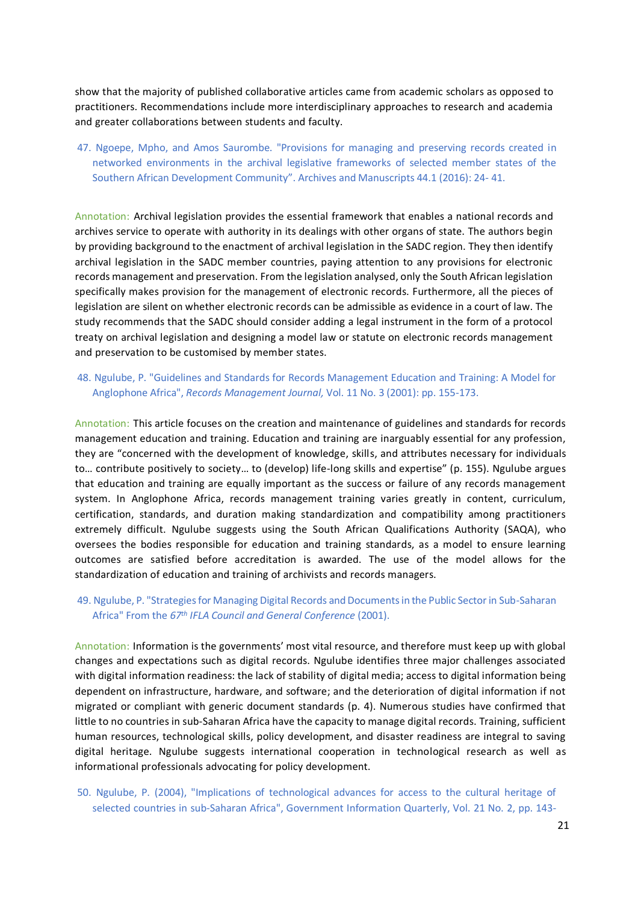show that the majority of published collaborative articles came from academic scholars as opposed to practitioners. Recommendations include more interdisciplinary approaches to research and academia and greater collaborations between students and faculty.

47. Ngoepe, Mpho, and Amos Saurombe. "Provisions for managing and preserving records created in networked environments in the archival legislative frameworks of selected member states of the Southern African Development Community". Archives and Manuscripts 44.1 (2016): 24- 41.

Annotation: Archival legislation provides the essential framework that enables a national records and archives service to operate with authority in its dealings with other organs of state. The authors begin by providing background to the enactment of archival legislation in the SADC region. They then identify archival legislation in the SADC member countries, paying attention to any provisions for electronic records management and preservation. From the legislation analysed, only the South African legislation specifically makes provision for the management of electronic records. Furthermore, all the pieces of legislation are silent on whether electronic records can be admissible as evidence in a court of law. The study recommends that the SADC should consider adding a legal instrument in the form of a protocol treaty on archival legislation and designing a model law or statute on electronic records management and preservation to be customised by member states.

48. Ngulube, P. "Guidelines and Standards for Records Management Education and Training: A Model for Anglophone Africa", *Records Management Journal,* Vol. 11 No. 3 (2001): pp. 155-173.

Annotation: This article focuses on the creation and maintenance of guidelines and standards for records management education and training. Education and training are inarguably essential for any profession, they are "concerned with the development of knowledge, skills, and attributes necessary for individuals to… contribute positively to society… to (develop) life-long skills and expertise" (p. 155). Ngulube argues that education and training are equally important as the success or failure of any records management system. In Anglophone Africa, records management training varies greatly in content, curriculum, certification, standards, and duration making standardization and compatibility among practitioners extremely difficult. Ngulube suggests using the South African Qualifications Authority (SAQA), who oversees the bodies responsible for education and training standards, as a model to ensure learning outcomes are satisfied before accreditation is awarded. The use of the model allows for the standardization of education and training of archivists and records managers.

49. Ngulube, P. "Strategies for Managing Digital Records and Documents in the Public Sector in Sub-Saharan Africa" From the *67th IFLA Council and General Conference* (2001).

Annotation: Information is the governments' most vital resource, and therefore must keep up with global changes and expectations such as digital records. Ngulube identifies three major challenges associated with digital information readiness: the lack of stability of digital media; access to digital information being dependent on infrastructure, hardware, and software; and the deterioration of digital information if not migrated or compliant with generic document standards (p. 4). Numerous studies have confirmed that little to no countries in sub-Saharan Africa have the capacity to manage digital records. Training, sufficient human resources, technological skills, policy development, and disaster readiness are integral to saving digital heritage. Ngulube suggests international cooperation in technological research as well as informational professionals advocating for policy development.

50. Ngulube, P. (2004), "Implications of technological advances for access to the cultural heritage of selected countries in sub-Saharan Africa", Government Information Quarterly, Vol. 21 No. 2, pp. 143-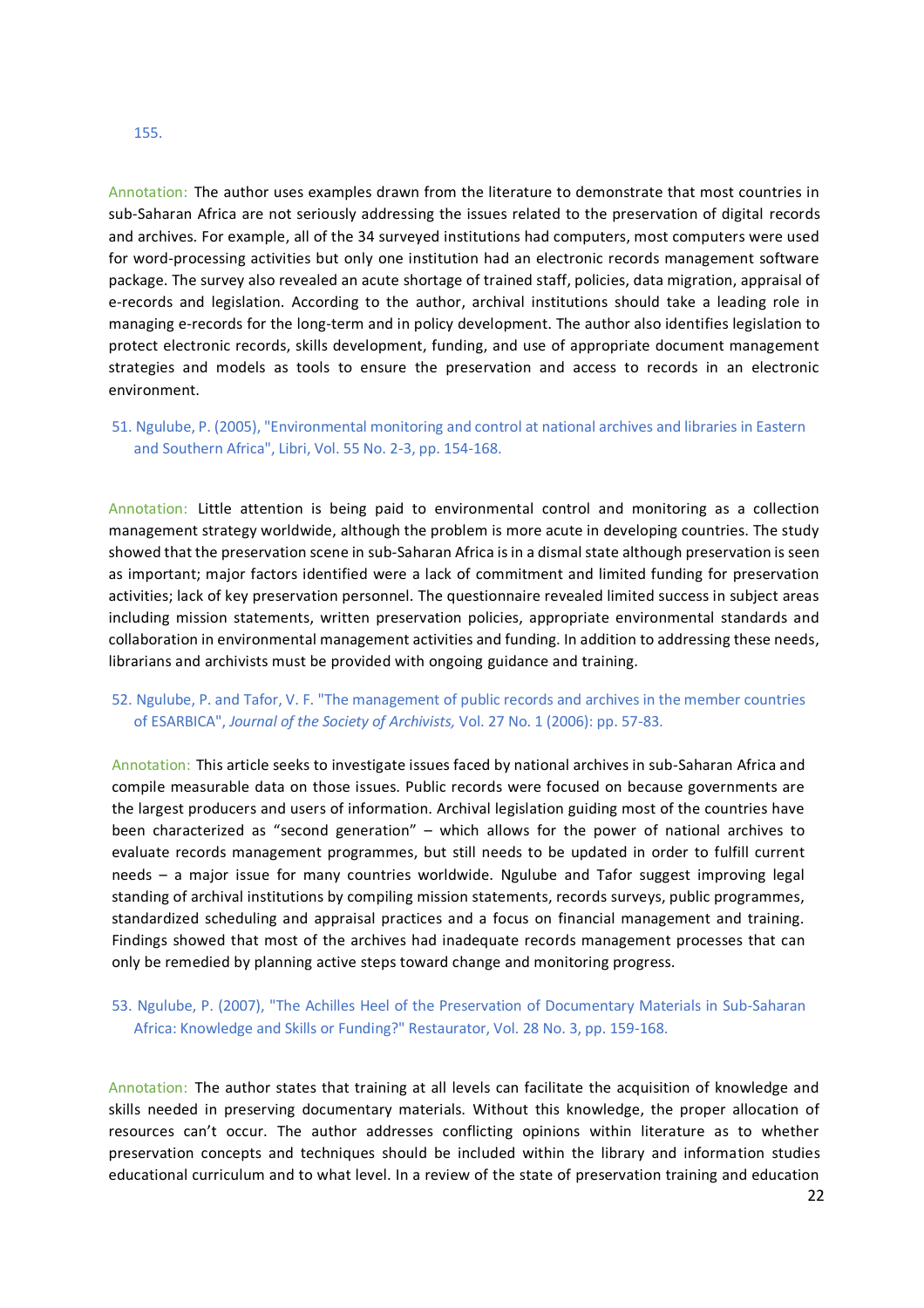155.

Annotation: The author uses examples drawn from the literature to demonstrate that most countries in sub-Saharan Africa are not seriously addressing the issues related to the preservation of digital records and archives. For example, all of the 34 surveyed institutions had computers, most computers were used for word-processing activities but only one institution had an electronic records management software package. The survey also revealed an acute shortage of trained staff, policies, data migration, appraisal of e-records and legislation. According to the author, archival institutions should take a leading role in managing e-records for the long-term and in policy development. The author also identifies legislation to protect electronic records, skills development, funding, and use of appropriate document management strategies and models as tools to ensure the preservation and access to records in an electronic environment.

51. Ngulube, P. (2005), "Environmental monitoring and control at national archives and libraries in Eastern and Southern Africa", Libri, Vol. 55 No. 2-3, pp. 154-168.

Annotation: Little attention is being paid to environmental control and monitoring as a collection management strategy worldwide, although the problem is more acute in developing countries. The study showed that the preservation scene in sub-Saharan Africa is in a dismal state although preservation is seen as important; major factors identified were a lack of commitment and limited funding for preservation activities; lack of key preservation personnel. The questionnaire revealed limited success in subject areas including mission statements, written preservation policies, appropriate environmental standards and collaboration in environmental management activities and funding. In addition to addressing these needs, librarians and archivists must be provided with ongoing guidance and training.

52. Ngulube, P. and Tafor, V. F. "The management of public records and archives in the member countries of ESARBICA", *Journal of the Society of Archivists,* Vol. 27 No. 1 (2006): pp. 57-83.

Annotation: This article seeks to investigate issues faced by national archives in sub-Saharan Africa and compile measurable data on those issues. Public records were focused on because governments are the largest producers and users of information. Archival legislation guiding most of the countries have been characterized as "second generation" – which allows for the power of national archives to evaluate records management programmes, but still needs to be updated in order to fulfill current needs – a major issue for many countries worldwide. Ngulube and Tafor suggest improving legal standing of archival institutions by compiling mission statements, records surveys, public programmes, standardized scheduling and appraisal practices and a focus on financial management and training. Findings showed that most of the archives had inadequate records management processes that can only be remedied by planning active steps toward change and monitoring progress.

53. Ngulube, P. (2007), "The Achilles Heel of the Preservation of Documentary Materials in Sub-Saharan Africa: Knowledge and Skills or Funding?" Restaurator, Vol. 28 No. 3, pp. 159-168.

Annotation: The author states that training at all levels can facilitate the acquisition of knowledge and skills needed in preserving documentary materials. Without this knowledge, the proper allocation of resources can't occur. The author addresses conflicting opinions within literature as to whether preservation concepts and techniques should be included within the library and information studies educational curriculum and to what level. In a review of the state of preservation training and education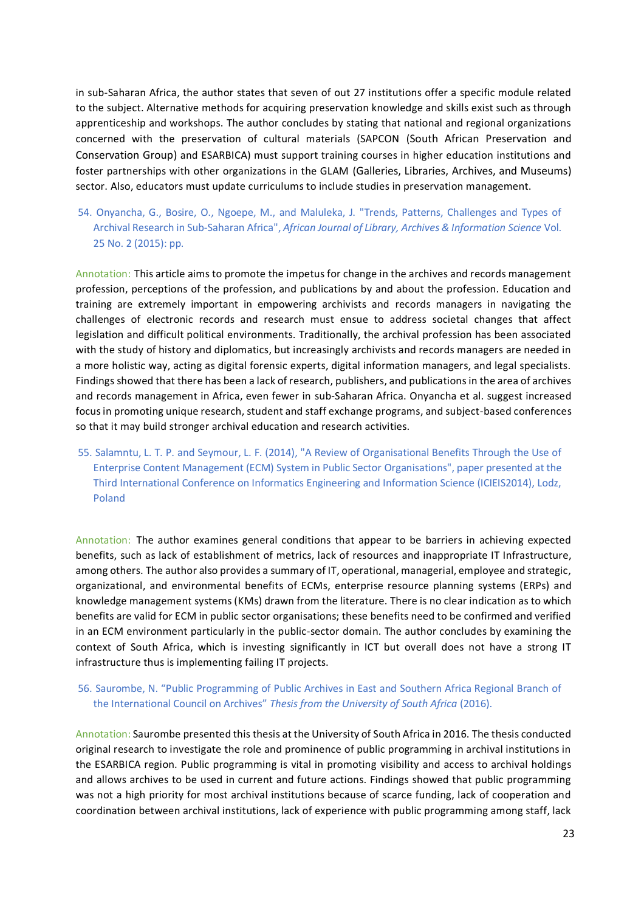in sub-Saharan Africa, the author states that seven of out 27 institutions offer a specific module related to the subject. Alternative methods for acquiring preservation knowledge and skills exist such as through apprenticeship and workshops. The author concludes by stating that national and regional organizations concerned with the preservation of cultural materials (SAPCON (South African Preservation and Conservation Group) and ESARBICA) must support training courses in higher education institutions and foster partnerships with other organizations in the GLAM (Galleries, Libraries, Archives, and Museums) sector. Also, educators must update curriculums to include studies in preservation management.

54. Onyancha, G., Bosire, O., Ngoepe, M., and Maluleka, J. "Trends, Patterns, Challenges and Types of Archival Research in Sub-Saharan Africa", *African Journal of Library, Archives & Information Science* Vol. 25 No. 2 (2015): pp.

Annotation: This article aims to promote the impetus for change in the archives and records management profession, perceptions of the profession, and publications by and about the profession. Education and training are extremely important in empowering archivists and records managers in navigating the challenges of electronic records and research must ensue to address societal changes that affect legislation and difficult political environments. Traditionally, the archival profession has been associated with the study of history and diplomatics, but increasingly archivists and records managers are needed in a more holistic way, acting as digital forensic experts, digital information managers, and legal specialists. Findings showed that there has been a lack of research, publishers, and publications in the area of archives and records management in Africa, even fewer in sub-Saharan Africa. Onyancha et al. suggest increased focus in promoting unique research, student and staff exchange programs, and subject-based conferences so that it may build stronger archival education and research activities.

55. Salamntu, L. T. P. and Seymour, L. F. (2014), "A Review of Organisational Benefits Through the Use of Enterprise Content Management (ECM) System in Public Sector Organisations", paper presented at the Third International Conference on Informatics Engineering and Information Science (ICIEIS2014), Lodz, Poland

Annotation: The author examines general conditions that appear to be barriers in achieving expected benefits, such as lack of establishment of metrics, lack of resources and inappropriate IT Infrastructure, among others. The author also provides a summary of IT, operational, managerial, employee and strategic, organizational, and environmental benefits of ECMs, enterprise resource planning systems (ERPs) and knowledge management systems (KMs) drawn from the literature. There is no clear indication as to which benefits are valid for ECM in public sector organisations; these benefits need to be confirmed and verified in an ECM environment particularly in the public-sector domain. The author concludes by examining the context of South Africa, which is investing significantly in ICT but overall does not have a strong IT infrastructure thus is implementing failing IT projects.

56. Saurombe, N. "Public Programming of Public Archives in East and Southern Africa Regional Branch of the International Council on Archives" *Thesis from the University of South Africa* (2016).

Annotation: Saurombe presented this thesis at the University of South Africa in 2016. The thesis conducted original research to investigate the role and prominence of public programming in archival institutions in the ESARBICA region. Public programming is vital in promoting visibility and access to archival holdings and allows archives to be used in current and future actions. Findings showed that public programming was not a high priority for most archival institutions because of scarce funding, lack of cooperation and coordination between archival institutions, lack of experience with public programming among staff, lack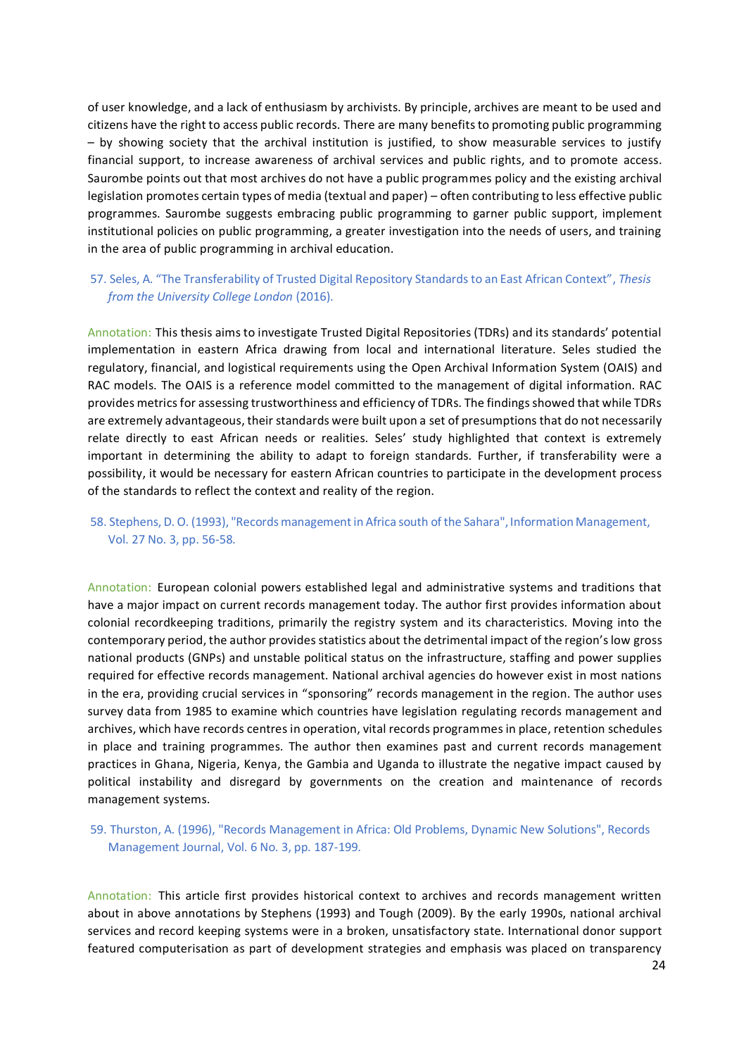of user knowledge, and a lack of enthusiasm by archivists. By principle, archives are meant to be used and citizens have the right to access public records. There are many benefits to promoting public programming – by showing society that the archival institution is justified, to show measurable services to justify financial support, to increase awareness of archival services and public rights, and to promote access. Saurombe points out that most archives do not have a public programmes policy and the existing archival legislation promotes certain types of media (textual and paper) – often contributing to less effective public programmes. Saurombe suggests embracing public programming to garner public support, implement institutional policies on public programming, a greater investigation into the needs of users, and training in the area of public programming in archival education.

57. Seles, A. "The Transferability of Trusted Digital Repository Standards to an East African Context", *Thesis from the University College London* (2016).

Annotation: This thesis aims to investigate Trusted Digital Repositories (TDRs) and its standards' potential implementation in eastern Africa drawing from local and international literature. Seles studied the regulatory, financial, and logistical requirements using the Open Archival Information System (OAIS) and RAC models. The OAIS is a reference model committed to the management of digital information. RAC provides metrics for assessing trustworthiness and efficiency of TDRs. The findings showed that while TDRs are extremely advantageous, their standards were built upon a set of presumptions that do not necessarily relate directly to east African needs or realities. Seles' study highlighted that context is extremely important in determining the ability to adapt to foreign standards. Further, if transferability were a possibility, it would be necessary for eastern African countries to participate in the development process of the standards to reflect the context and reality of the region.

58. Stephens, D. O. (1993), "Records management in Africa south of the Sahara", Information Management, Vol. 27 No. 3, pp. 56-58.

Annotation: European colonial powers established legal and administrative systems and traditions that have a major impact on current records management today. The author first provides information about colonial recordkeeping traditions, primarily the registry system and its characteristics. Moving into the contemporary period, the author provides statistics about the detrimental impact of the region's low gross national products (GNPs) and unstable political status on the infrastructure, staffing and power supplies required for effective records management. National archival agencies do however exist in most nations in the era, providing crucial services in "sponsoring" records management in the region. The author uses survey data from 1985 to examine which countries have legislation regulating records management and archives, which have records centres in operation, vital records programmes in place, retention schedules in place and training programmes. The author then examines past and current records management practices in Ghana, Nigeria, Kenya, the Gambia and Uganda to illustrate the negative impact caused by political instability and disregard by governments on the creation and maintenance of records management systems.

59. Thurston, A. (1996), "Records Management in Africa: Old Problems, Dynamic New Solutions", Records Management Journal, Vol. 6 No. 3, pp. 187-199.

Annotation: This article first provides historical context to archives and records management written about in above annotations by Stephens (1993) and Tough (2009). By the early 1990s, national archival services and record keeping systems were in a broken, unsatisfactory state. International donor support featured computerisation as part of development strategies and emphasis was placed on transparency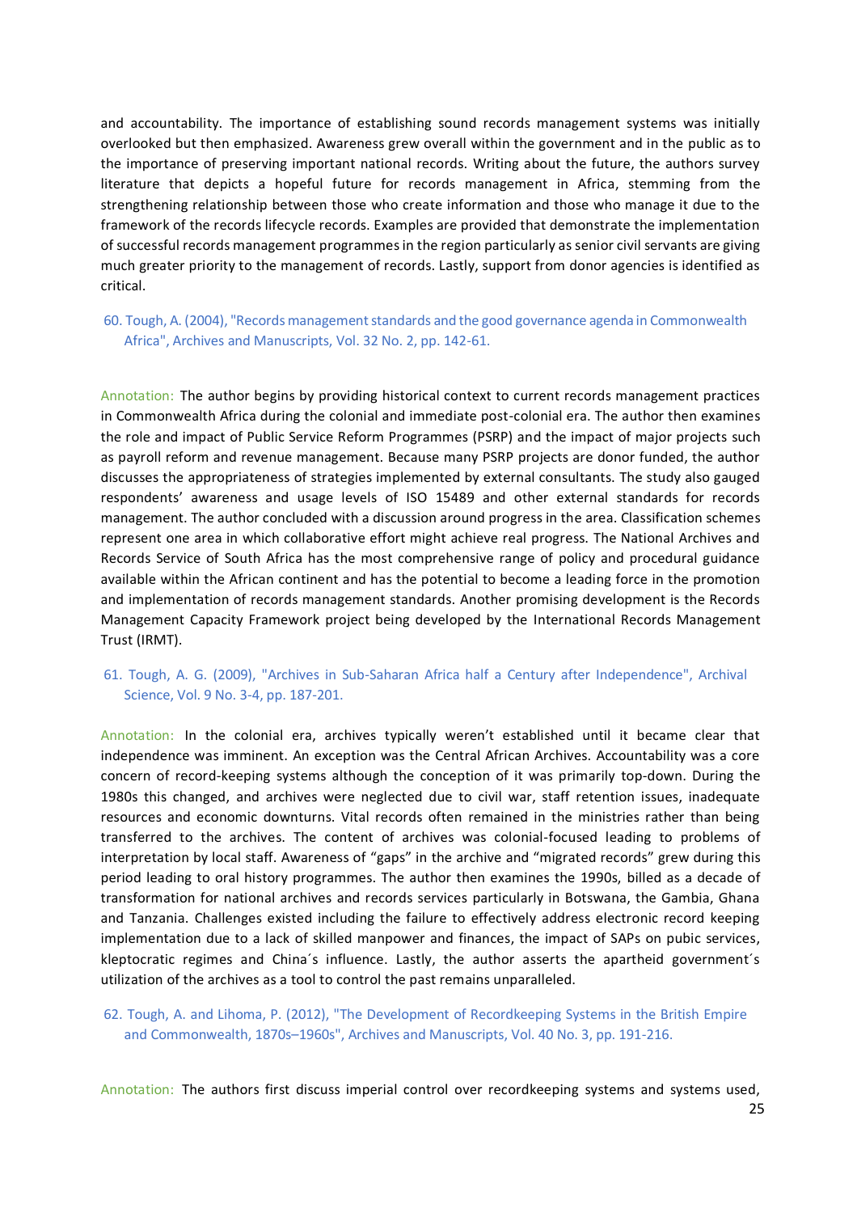and accountability. The importance of establishing sound records management systems was initially overlooked but then emphasized. Awareness grew overall within the government and in the public as to the importance of preserving important national records. Writing about the future, the authors survey literature that depicts a hopeful future for records management in Africa, stemming from the strengthening relationship between those who create information and those who manage it due to the framework of the records lifecycle records. Examples are provided that demonstrate the implementation of successful records management programmes in the region particularly as senior civil servants are giving much greater priority to the management of records. Lastly, support from donor agencies is identified as critical.

60. Tough, A. (2004), "Records management standards and the good governance agenda in Commonwealth Africa", Archives and Manuscripts, Vol. 32 No. 2, pp. 142-61.

Annotation: The author begins by providing historical context to current records management practices in Commonwealth Africa during the colonial and immediate post-colonial era. The author then examines the role and impact of Public Service Reform Programmes (PSRP) and the impact of major projects such as payroll reform and revenue management. Because many PSRP projects are donor funded, the author discusses the appropriateness of strategies implemented by external consultants. The study also gauged respondents' awareness and usage levels of ISO 15489 and other external standards for records management. The author concluded with a discussion around progress in the area. Classification schemes represent one area in which collaborative effort might achieve real progress. The National Archives and Records Service of South Africa has the most comprehensive range of policy and procedural guidance available within the African continent and has the potential to become a leading force in the promotion and implementation of records management standards. Another promising development is the Records Management Capacity Framework project being developed by the International Records Management Trust (IRMT).

61. Tough, A. G. (2009), "Archives in Sub-Saharan Africa half a Century after Independence", Archival Science, Vol. 9 No. 3-4, pp. 187-201.

Annotation: In the colonial era, archives typically weren't established until it became clear that independence was imminent. An exception was the Central African Archives. Accountability was a core concern of record-keeping systems although the conception of it was primarily top-down. During the 1980s this changed, and archives were neglected due to civil war, staff retention issues, inadequate resources and economic downturns. Vital records often remained in the ministries rather than being transferred to the archives. The content of archives was colonial-focused leading to problems of interpretation by local staff. Awareness of "gaps" in the archive and "migrated records" grew during this period leading to oral history programmes. The author then examines the 1990s, billed as a decade of transformation for national archives and records services particularly in Botswana, the Gambia, Ghana and Tanzania. Challenges existed including the failure to effectively address electronic record keeping implementation due to a lack of skilled manpower and finances, the impact of SAPs on pubic services, kleptocratic regimes and China´s influence. Lastly, the author asserts the apartheid government´s utilization of the archives as a tool to control the past remains unparalleled.

62. Tough, A. and Lihoma, P. (2012), "The Development of Recordkeeping Systems in the British Empire and Commonwealth, 1870s–1960s", Archives and Manuscripts, Vol. 40 No. 3, pp. 191-216.

Annotation: The authors first discuss imperial control over recordkeeping systems and systems used,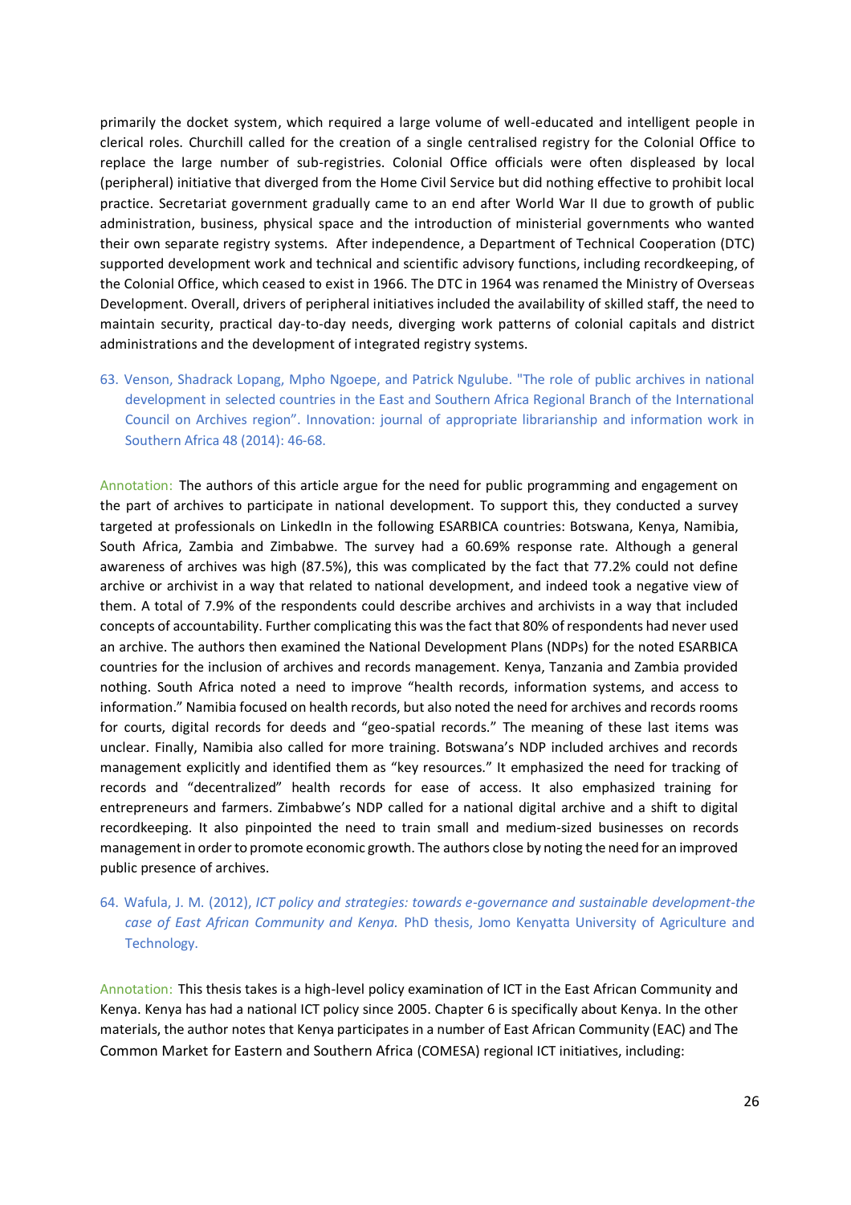primarily the docket system, which required a large volume of well-educated and intelligent people in clerical roles. Churchill called for the creation of a single centralised registry for the Colonial Office to replace the large number of sub-registries. Colonial Office officials were often displeased by local (peripheral) initiative that diverged from the Home Civil Service but did nothing effective to prohibit local practice. Secretariat government gradually came to an end after World War II due to growth of public administration, business, physical space and the introduction of ministerial governments who wanted their own separate registry systems. After independence, a Department of Technical Cooperation (DTC) supported development work and technical and scientific advisory functions, including recordkeeping, of the Colonial Office, which ceased to exist in 1966. The DTC in 1964 was renamed the Ministry of Overseas Development. Overall, drivers of peripheral initiatives included the availability of skilled staff, the need to maintain security, practical day-to-day needs, diverging work patterns of colonial capitals and district administrations and the development of integrated registry systems.

63. Venson, Shadrack Lopang, Mpho Ngoepe, and Patrick Ngulube. "The role of public archives in national development in selected countries in the East and Southern Africa Regional Branch of the International Council on Archives region". Innovation: journal of appropriate librarianship and information work in Southern Africa 48 (2014): 46-68.

Annotation: The authors of this article argue for the need for public programming and engagement on the part of archives to participate in national development. To support this, they conducted a survey targeted at professionals on LinkedIn in the following ESARBICA countries: Botswana, Kenya, Namibia, South Africa, Zambia and Zimbabwe. The survey had a 60.69% response rate. Although a general awareness of archives was high (87.5%), this was complicated by the fact that 77.2% could not define archive or archivist in a way that related to national development, and indeed took a negative view of them. A total of 7.9% of the respondents could describe archives and archivists in a way that included concepts of accountability. Further complicating this was the fact that 80% of respondents had never used an archive. The authors then examined the National Development Plans (NDPs) for the noted ESARBICA countries for the inclusion of archives and records management. Kenya, Tanzania and Zambia provided nothing. South Africa noted a need to improve "health records, information systems, and access to information." Namibia focused on health records, but also noted the need for archives and records rooms for courts, digital records for deeds and "geo-spatial records." The meaning of these last items was unclear. Finally, Namibia also called for more training. Botswana's NDP included archives and records management explicitly and identified them as "key resources." It emphasized the need for tracking of records and "decentralized" health records for ease of access. It also emphasized training for entrepreneurs and farmers. Zimbabwe's NDP called for a national digital archive and a shift to digital recordkeeping. It also pinpointed the need to train small and medium-sized businesses on records management in order to promote economic growth. The authors close by noting the need for an improved public presence of archives.

64. Wafula, J. M. (2012), *ICT policy and strategies: towards e-governance and sustainable development-the case of East African Community and Kenya.* PhD thesis, Jomo Kenyatta University of Agriculture and Technology.

Annotation: This thesis takes is a high-level policy examination of ICT in the East African Community and Kenya. Kenya has had a national ICT policy since 2005. Chapter 6 is specifically about Kenya. In the other materials, the author notes that Kenya participates in a number of East African Community (EAC) and The Common Market for Eastern and Southern Africa (COMESA) regional ICT initiatives, including: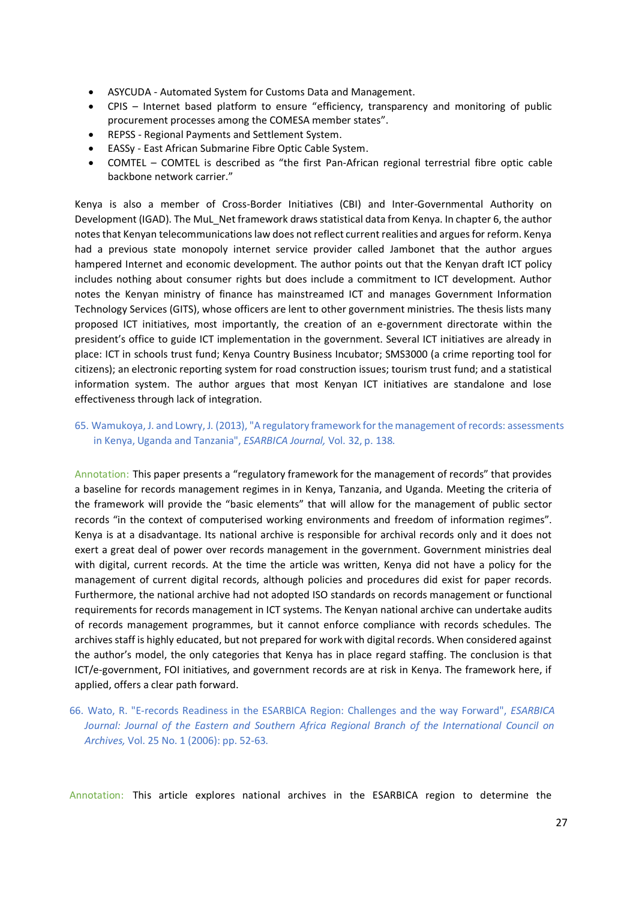- ASYCUDA - Automated System for Customs Data and Management.
- CPIS – Internet based platform to ensure "efficiency, transparency and monitoring of public procurement processes among the COMESA member states".
- REPSS - Regional Payments and Settlement System.
- EASSy - East African Submarine Fibre Optic Cable System.
- COMTEL – COMTEL is described as "the first Pan-African regional terrestrial fibre optic cable backbone network carrier."

Kenya is also a member of Cross-Border Initiatives (CBI) and Inter-Governmental Authority on Development (IGAD). The MuL_Net framework draws statistical data from Kenya. In chapter 6, the author notes that Kenyan telecommunications law does not reflect current realities and argues for reform. Kenya had a previous state monopoly internet service provider called Jambonet that the author argues hampered Internet and economic development. The author points out that the Kenyan draft ICT policy includes nothing about consumer rights but does include a commitment to ICT development. Author notes the Kenyan ministry of finance has mainstreamed ICT and manages Government Information Technology Services (GITS), whose officers are lent to other government ministries. The thesis lists many proposed ICT initiatives, most importantly, the creation of an e-government directorate within the president's office to guide ICT implementation in the government. Several ICT initiatives are already in place: ICT in schools trust fund; Kenya Country Business Incubator; SMS3000 (a crime reporting tool for citizens); an electronic reporting system for road construction issues; tourism trust fund; and a statistical information system. The author argues that most Kenyan ICT initiatives are standalone and lose effectiveness through lack of integration.

65. Wamukoya, J. and Lowry, J. (2013), "A regulatory framework for the management of records: assessments in Kenya, Uganda and Tanzania", *ESARBICA Journal,* Vol. 32, p. 138.

Annotation: This paper presents a "regulatory framework for the management of records" that provides a baseline for records management regimes in in Kenya, Tanzania, and Uganda. Meeting the criteria of the framework will provide the "basic elements" that will allow for the management of public sector records "in the context of computerised working environments and freedom of information regimes". Kenya is at a disadvantage. Its national archive is responsible for archival records only and it does not exert a great deal of power over records management in the government. Government ministries deal with digital, current records. At the time the article was written, Kenya did not have a policy for the management of current digital records, although policies and procedures did exist for paper records. Furthermore, the national archive had not adopted ISO standards on records management or functional requirements for records management in ICT systems. The Kenyan national archive can undertake audits of records management programmes, but it cannot enforce compliance with records schedules. The archives staff is highly educated, but not prepared for work with digital records. When considered against the author's model, the only categories that Kenya has in place regard staffing. The conclusion is that ICT/e-government, FOI initiatives, and government records are at risk in Kenya. The framework here, if applied, offers a clear path forward.

66. Wato, R. "E-records Readiness in the ESARBICA Region: Challenges and the way Forward", *ESARBICA Journal: Journal of the Eastern and Southern Africa Regional Branch of the International Council on Archives,* Vol. 25 No. 1 (2006): pp. 52-63.

Annotation: This article explores national archives in the ESARBICA region to determine the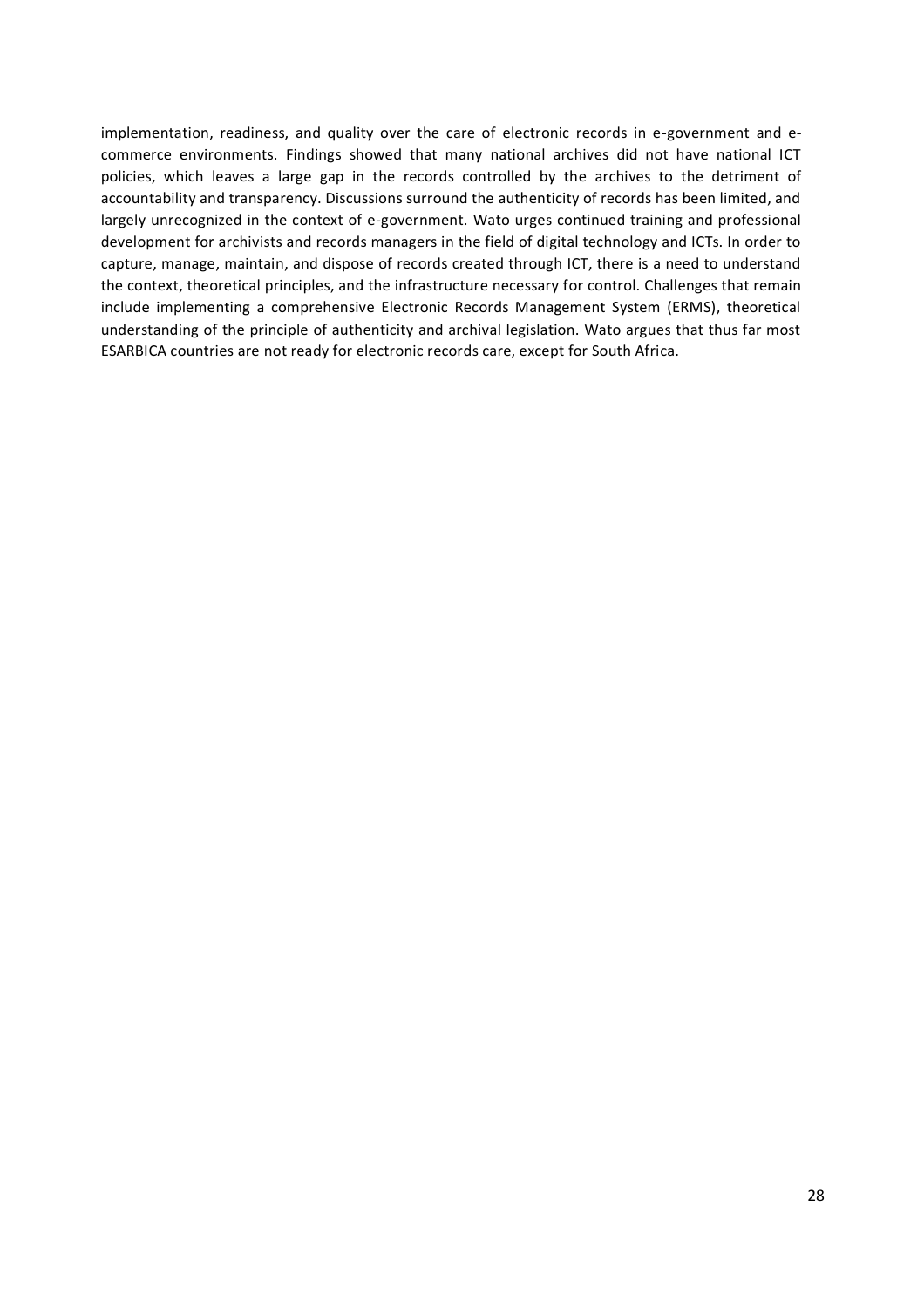implementation, readiness, and quality over the care of electronic records in e-government and e-commerce environments. Findings showed that many national archives did not have national ICT policies, which leaves a large gap in the records controlled by the archives to the detriment of accountability and transparency. Discussions surround the authenticity of records has been limited, and largely unrecognized in the context of e-government. Wato urges continued training and professional development for archivists and records managers in the field of digital technology and ICTs. In order to capture, manage, maintain, and dispose of records created through ICT, there is a need to understand the context, theoretical principles, and the infrastructure necessary for control. Challenges that remain include implementing a comprehensive Electronic Records Management System (ERMS), theoretical understanding of the principle of authenticity and archival legislation. Wato argues that thus far most ESARBICA countries are not ready for electronic records care, except for South Africa.